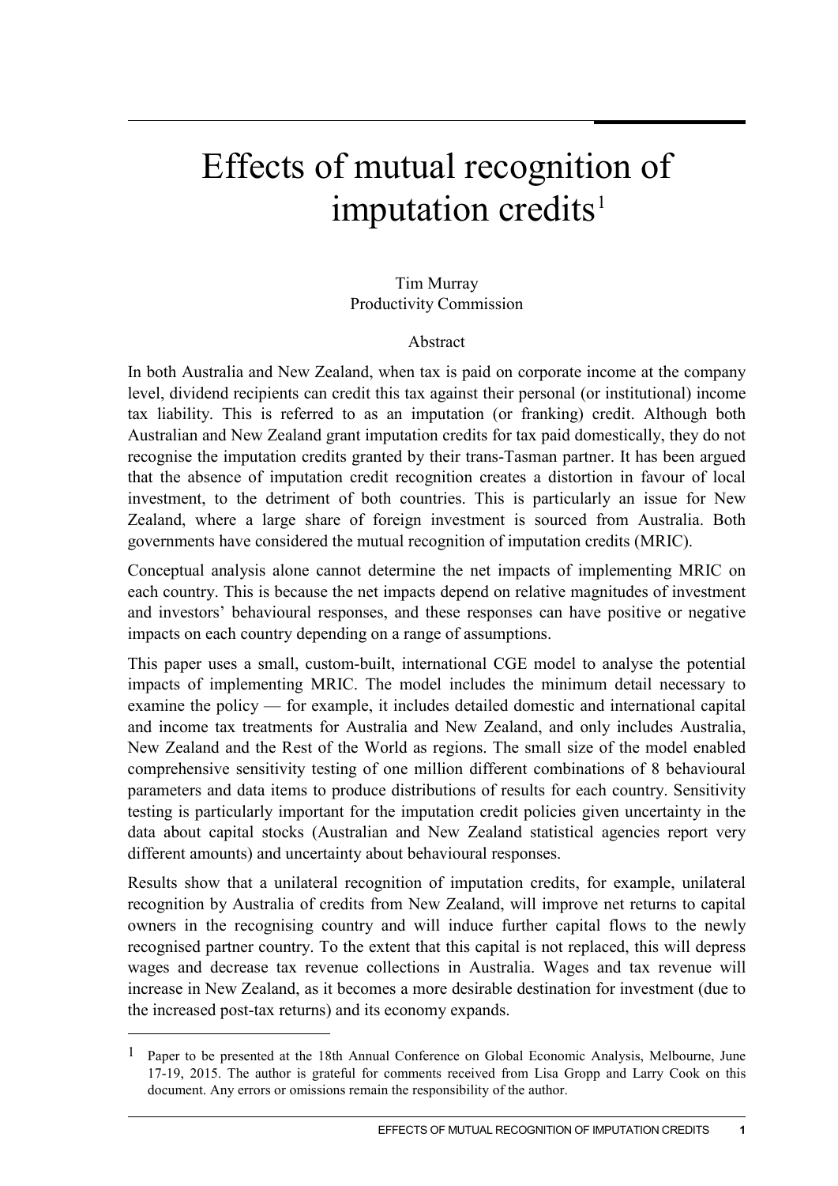# Effects of mutual recognition of imputation credits[1]

Tim Murray
Productivity Commission

Abstract

In both Australia and New Zealand, when tax is paid on corporate income at the company level, dividend recipients can credit this tax against their personal (or institutional) income tax liability. This is referred to as an imputation (or franking) credit. Although both Australian and New Zealand grant imputation credits for tax paid domestically, they do not recognise the imputation credits granted by their trans-Tasman partner. It has been argued that the absence of imputation credit recognition creates a distortion in favour of local investment, to the detriment of both countries. This is particularly an issue for New Zealand, where a large share of foreign investment is sourced from Australia. Both governments have considered the mutual recognition of imputation credits (MRIC).

Conceptual analysis alone cannot determine the net impacts of implementing MRIC on each country. This is because the net impacts depend on relative magnitudes of investment and investors' behavioural responses, and these responses can have positive or negative impacts on each country depending on a range of assumptions.

This paper uses a small, custom-built, international CGE model to analyse the potential impacts of implementing MRIC. The model includes the minimum detail necessary to examine the policy — for example, it includes detailed domestic and international capital and income tax treatments for Australia and New Zealand, and only includes Australia, New Zealand and the Rest of the World as regions. The small size of the model enabled comprehensive sensitivity testing of one million different combinations of 8 behavioural parameters and data items to produce distributions of results for each country. Sensitivity testing is particularly important for the imputation credit policies given uncertainty in the data about capital stocks (Australian and New Zealand statistical agencies report very different amounts) and uncertainty about behavioural responses.

Results show that a unilateral recognition of imputation credits, for example, unilateral recognition by Australia of credits from New Zealand, will improve net returns to capital owners in the recognising country and will induce further capital flows to the newly recognised partner country. To the extent that this capital is not replaced, this will depress wages and decrease tax revenue collections in Australia. Wages and tax revenue will increase in New Zealand, as it becomes a more desirable destination for investment (due to the increased post-tax returns) and its economy expands.

---

[1] Paper to be presented at the 18th Annual Conference on Global Economic Analysis, Melbourne, June 17-19, 2015. The author is grateful for comments received from Lisa Gropp and Larry Cook on this document. Any errors or omissions remain the responsibility of the author.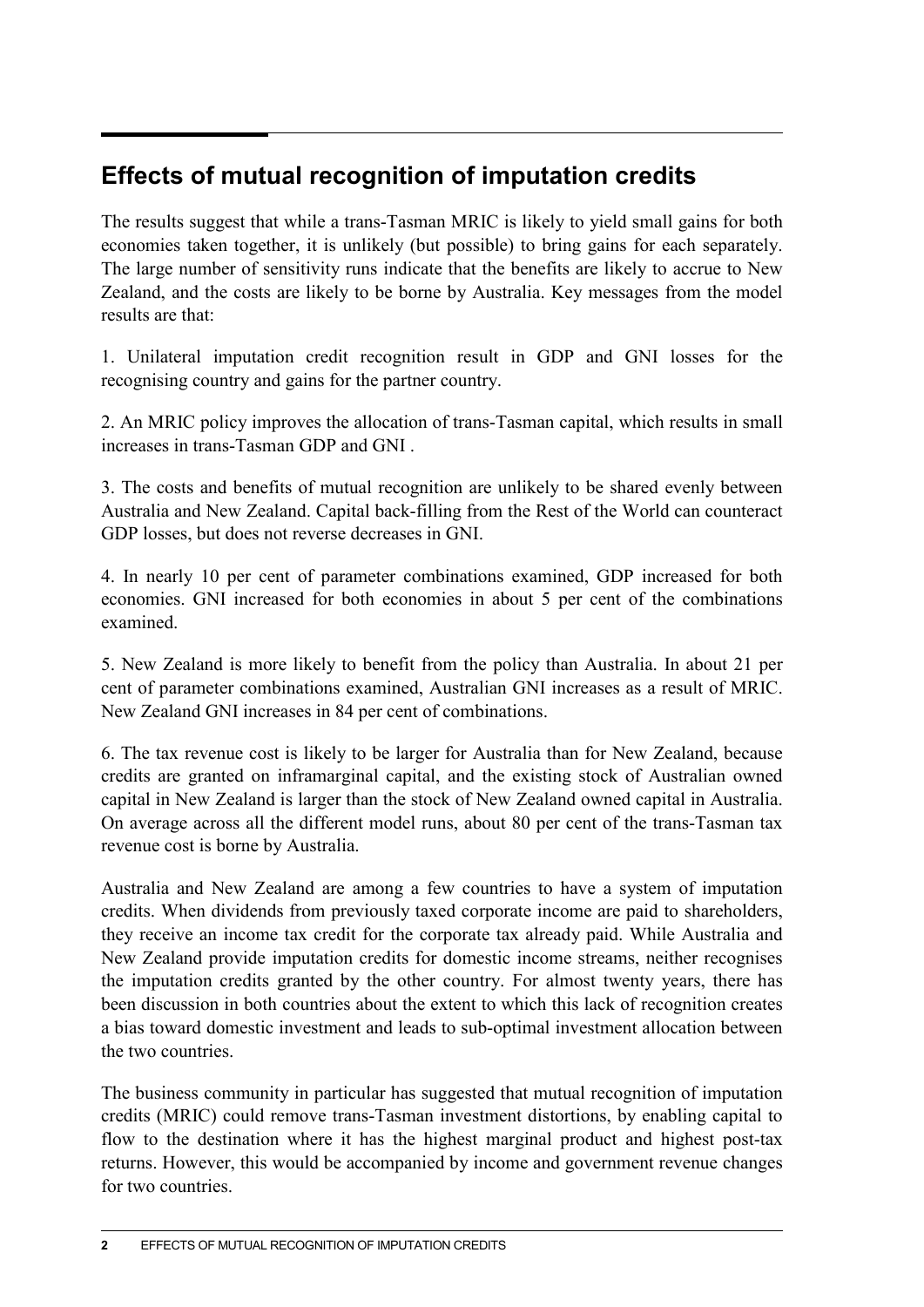## Effects of mutual recognition of imputation credits

The results suggest that while a trans-Tasman MRIC is likely to yield small gains for both economies taken together, it is unlikely (but possible) to bring gains for each separately. The large number of sensitivity runs indicate that the benefits are likely to accrue to New Zealand, and the costs are likely to be borne by Australia. Key messages from the model results are that:

1. Unilateral imputation credit recognition result in GDP and GNI losses for the recognising country and gains for the partner country.

2. An MRIC policy improves the allocation of trans-Tasman capital, which results in small increases in trans-Tasman GDP and GNI .

3. The costs and benefits of mutual recognition are unlikely to be shared evenly between Australia and New Zealand. Capital back-filling from the Rest of the World can counteract GDP losses, but does not reverse decreases in GNI.

4. In nearly 10 per cent of parameter combinations examined, GDP increased for both economies. GNI increased for both economies in about 5 per cent of the combinations examined.

5. New Zealand is more likely to benefit from the policy than Australia. In about 21 per cent of parameter combinations examined, Australian GNI increases as a result of MRIC. New Zealand GNI increases in 84 per cent of combinations.

6. The tax revenue cost is likely to be larger for Australia than for New Zealand, because credits are granted on inframarginal capital, and the existing stock of Australian owned capital in New Zealand is larger than the stock of New Zealand owned capital in Australia. On average across all the different model runs, about 80 per cent of the trans-Tasman tax revenue cost is borne by Australia.

Australia and New Zealand are among a few countries to have a system of imputation credits. When dividends from previously taxed corporate income are paid to shareholders, they receive an income tax credit for the corporate tax already paid. While Australia and New Zealand provide imputation credits for domestic income streams, neither recognises the imputation credits granted by the other country. For almost twenty years, there has been discussion in both countries about the extent to which this lack of recognition creates a bias toward domestic investment and leads to sub-optimal investment allocation between the two countries.

The business community in particular has suggested that mutual recognition of imputation credits (MRIC) could remove trans-Tasman investment distortions, by enabling capital to flow to the destination where it has the highest marginal product and highest post-tax returns. However, this would be accompanied by income and government revenue changes for two countries.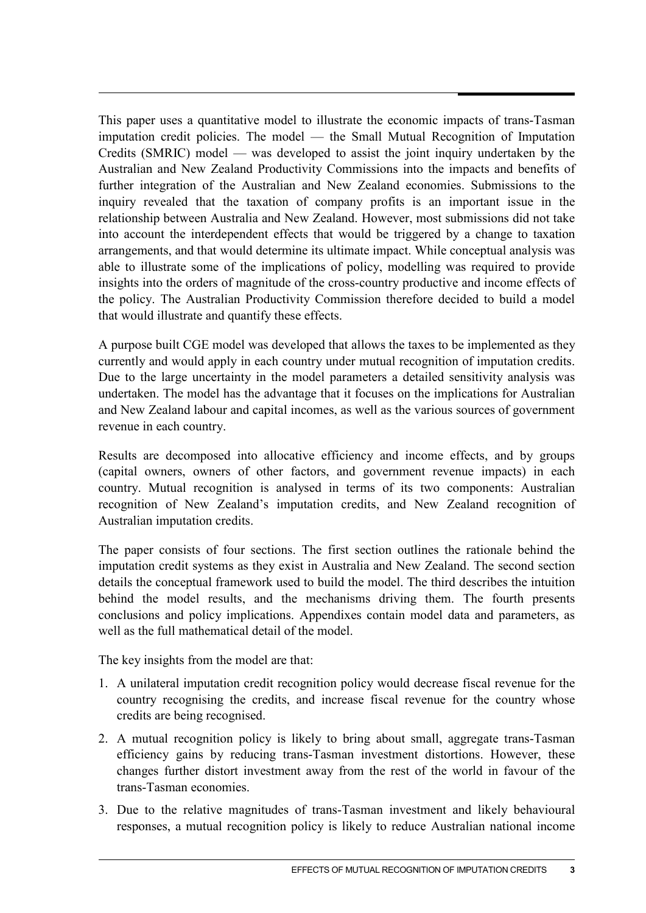This paper uses a quantitative model to illustrate the economic impacts of trans-Tasman imputation credit policies. The model — the Small Mutual Recognition of Imputation Credits (SMRIC) model — was developed to assist the joint inquiry undertaken by the Australian and New Zealand Productivity Commissions into the impacts and benefits of further integration of the Australian and New Zealand economies. Submissions to the inquiry revealed that the taxation of company profits is an important issue in the relationship between Australia and New Zealand. However, most submissions did not take into account the interdependent effects that would be triggered by a change to taxation arrangements, and that would determine its ultimate impact. While conceptual analysis was able to illustrate some of the implications of policy, modelling was required to provide insights into the orders of magnitude of the cross-country productive and income effects of the policy. The Australian Productivity Commission therefore decided to build a model that would illustrate and quantify these effects.

A purpose built CGE model was developed that allows the taxes to be implemented as they currently and would apply in each country under mutual recognition of imputation credits. Due to the large uncertainty in the model parameters a detailed sensitivity analysis was undertaken. The model has the advantage that it focuses on the implications for Australian and New Zealand labour and capital incomes, as well as the various sources of government revenue in each country.

Results are decomposed into allocative efficiency and income effects, and by groups (capital owners, owners of other factors, and government revenue impacts) in each country. Mutual recognition is analysed in terms of its two components: Australian recognition of New Zealand's imputation credits, and New Zealand recognition of Australian imputation credits.

The paper consists of four sections. The first section outlines the rationale behind the imputation credit systems as they exist in Australia and New Zealand. The second section details the conceptual framework used to build the model. The third describes the intuition behind the model results, and the mechanisms driving them. The fourth presents conclusions and policy implications. Appendixes contain model data and parameters, as well as the full mathematical detail of the model.

The key insights from the model are that:

1. A unilateral imputation credit recognition policy would decrease fiscal revenue for the country recognising the credits, and increase fiscal revenue for the country whose credits are being recognised.
2. A mutual recognition policy is likely to bring about small, aggregate trans-Tasman efficiency gains by reducing trans-Tasman investment distortions. However, these changes further distort investment away from the rest of the world in favour of the trans-Tasman economies.
3. Due to the relative magnitudes of trans-Tasman investment and likely behavioural responses, a mutual recognition policy is likely to reduce Australian national income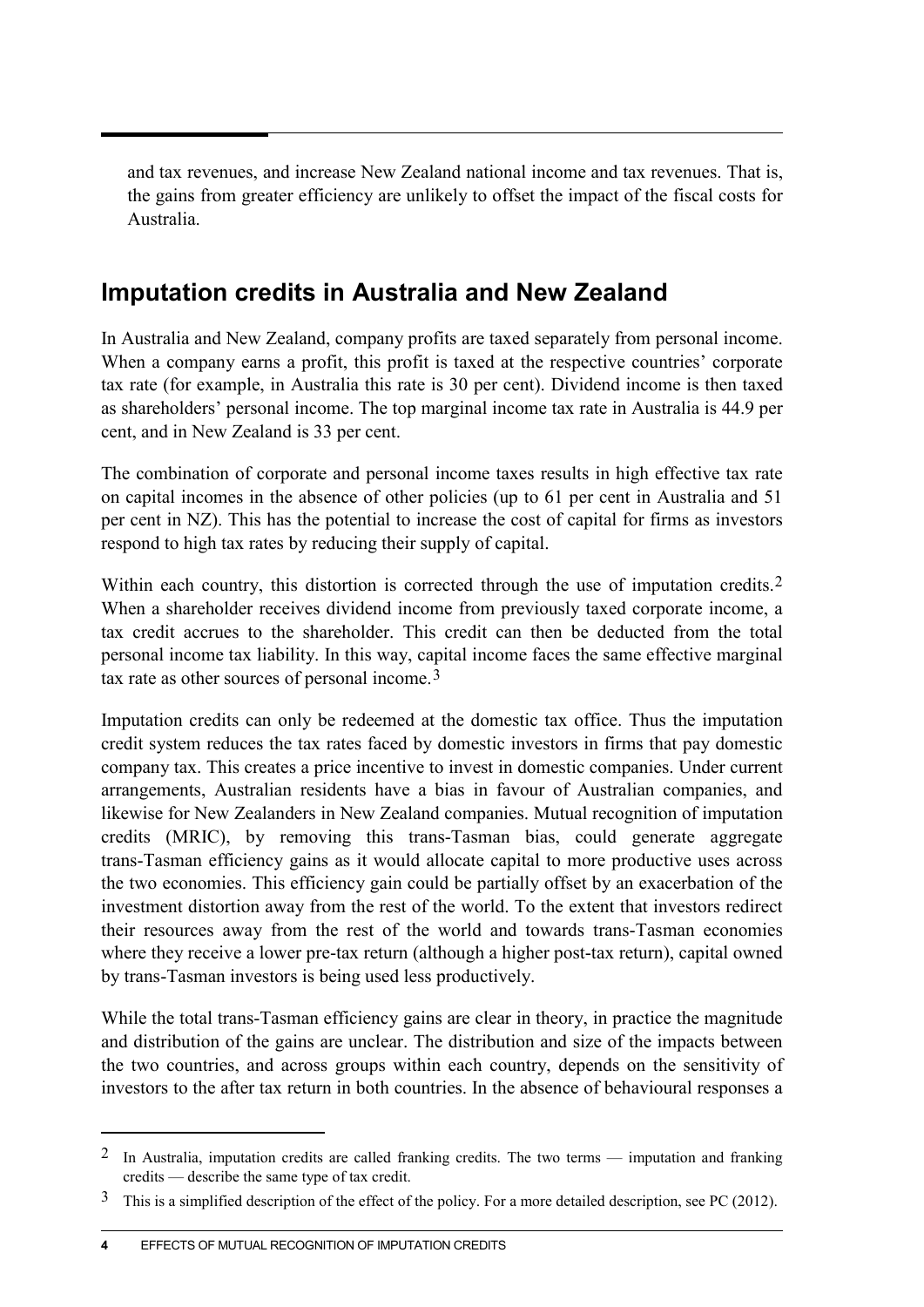and tax revenues, and increase New Zealand national income and tax revenues. That is, the gains from greater efficiency are unlikely to offset the impact of the fiscal costs for Australia.

## Imputation credits in Australia and New Zealand

In Australia and New Zealand, company profits are taxed separately from personal income. When a company earns a profit, this profit is taxed at the respective countries' corporate tax rate (for example, in Australia this rate is 30 per cent). Dividend income is then taxed as shareholders' personal income. The top marginal income tax rate in Australia is 44.9 per cent, and in New Zealand is 33 per cent.

The combination of corporate and personal income taxes results in high effective tax rate on capital incomes in the absence of other policies (up to 61 per cent in Australia and 51 per cent in NZ). This has the potential to increase the cost of capital for firms as investors respond to high tax rates by reducing their supply of capital.

Within each country, this distortion is corrected through the use of imputation credits.[2] When a shareholder receives dividend income from previously taxed corporate income, a tax credit accrues to the shareholder. This credit can then be deducted from the total personal income tax liability. In this way, capital income faces the same effective marginal tax rate as other sources of personal income.[3]

Imputation credits can only be redeemed at the domestic tax office. Thus the imputation credit system reduces the tax rates faced by domestic investors in firms that pay domestic company tax. This creates a price incentive to invest in domestic companies. Under current arrangements, Australian residents have a bias in favour of Australian companies, and likewise for New Zealanders in New Zealand companies. Mutual recognition of imputation credits (MRIC), by removing this trans-Tasman bias, could generate aggregate trans-Tasman efficiency gains as it would allocate capital to more productive uses across the two economies. This efficiency gain could be partially offset by an exacerbation of the investment distortion away from the rest of the world. To the extent that investors redirect their resources away from the rest of the world and towards trans-Tasman economies where they receive a lower pre-tax return (although a higher post-tax return), capital owned by trans-Tasman investors is being used less productively.

While the total trans-Tasman efficiency gains are clear in theory, in practice the magnitude and distribution of the gains are unclear. The distribution and size of the impacts between the two countries, and across groups within each country, depends on the sensitivity of investors to the after tax return in both countries. In the absence of behavioural responses a

---

[2] In Australia, imputation credits are called franking credits. The two terms — imputation and franking credits — describe the same type of tax credit.

[3] This is a simplified description of the effect of the policy. For a more detailed description, see PC (2012).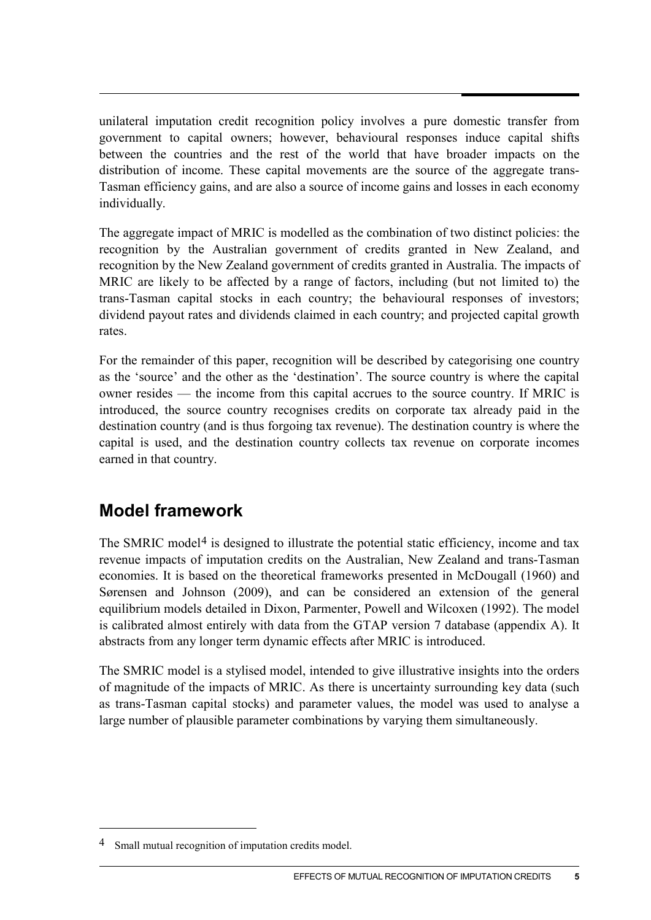unilateral imputation credit recognition policy involves a pure domestic transfer from government to capital owners; however, behavioural responses induce capital shifts between the countries and the rest of the world that have broader impacts on the distribution of income. These capital movements are the source of the aggregate trans-Tasman efficiency gains, and are also a source of income gains and losses in each economy individually.

The aggregate impact of MRIC is modelled as the combination of two distinct policies: the recognition by the Australian government of credits granted in New Zealand, and recognition by the New Zealand government of credits granted in Australia. The impacts of MRIC are likely to be affected by a range of factors, including (but not limited to) the trans-Tasman capital stocks in each country; the behavioural responses of investors; dividend payout rates and dividends claimed in each country; and projected capital growth rates.

For the remainder of this paper, recognition will be described by categorising one country as the 'source' and the other as the 'destination'. The source country is where the capital owner resides — the income from this capital accrues to the source country. If MRIC is introduced, the source country recognises credits on corporate tax already paid in the destination country (and is thus forgoing tax revenue). The destination country is where the capital is used, and the destination country collects tax revenue on corporate incomes earned in that country.

## Model framework

The SMRIC model[4] is designed to illustrate the potential static efficiency, income and tax revenue impacts of imputation credits on the Australian, New Zealand and trans-Tasman economies. It is based on the theoretical frameworks presented in McDougall (1960) and Sørensen and Johnson (2009), and can be considered an extension of the general equilibrium models detailed in Dixon, Parmenter, Powell and Wilcoxen (1992). The model is calibrated almost entirely with data from the GTAP version 7 database (appendix A). It abstracts from any longer term dynamic effects after MRIC is introduced.

The SMRIC model is a stylised model, intended to give illustrative insights into the orders of magnitude of the impacts of MRIC. As there is uncertainty surrounding key data (such as trans-Tasman capital stocks) and parameter values, the model was used to analyse a large number of plausible parameter combinations by varying them simultaneously.

---

[4] Small mutual recognition of imputation credits model.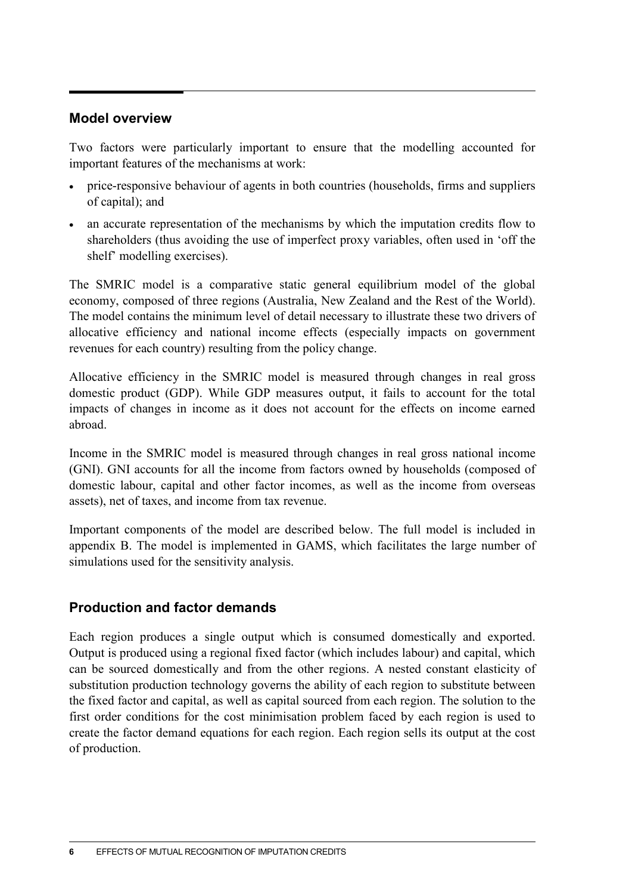## Model overview

Two factors were particularly important to ensure that the modelling accounted for important features of the mechanisms at work:

- price-responsive behaviour of agents in both countries (households, firms and suppliers of capital); and
- an accurate representation of the mechanisms by which the imputation credits flow to shareholders (thus avoiding the use of imperfect proxy variables, often used in 'off the shelf' modelling exercises).

The SMRIC model is a comparative static general equilibrium model of the global economy, composed of three regions (Australia, New Zealand and the Rest of the World). The model contains the minimum level of detail necessary to illustrate these two drivers of allocative efficiency and national income effects (especially impacts on government revenues for each country) resulting from the policy change.

Allocative efficiency in the SMRIC model is measured through changes in real gross domestic product (GDP). While GDP measures output, it fails to account for the total impacts of changes in income as it does not account for the effects on income earned abroad.

Income in the SMRIC model is measured through changes in real gross national income (GNI). GNI accounts for all the income from factors owned by households (composed of domestic labour, capital and other factor incomes, as well as the income from overseas assets), net of taxes, and income from tax revenue.

Important components of the model are described below. The full model is included in appendix B. The model is implemented in GAMS, which facilitates the large number of simulations used for the sensitivity analysis.

## Production and factor demands

Each region produces a single output which is consumed domestically and exported. Output is produced using a regional fixed factor (which includes labour) and capital, which can be sourced domestically and from the other regions. A nested constant elasticity of substitution production technology governs the ability of each region to substitute between the fixed factor and capital, as well as capital sourced from each region. The solution to the first order conditions for the cost minimisation problem faced by each region is used to create the factor demand equations for each region. Each region sells its output at the cost of production.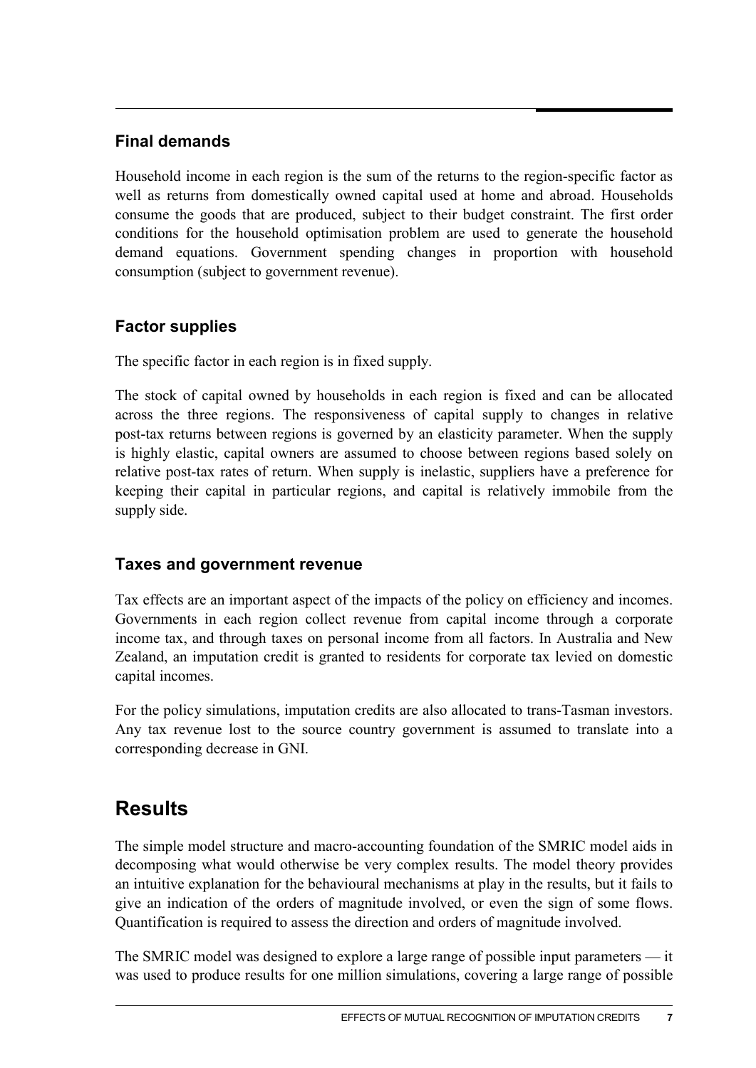### Final demands

Household income in each region is the sum of the returns to the region-specific factor as well as returns from domestically owned capital used at home and abroad. Households consume the goods that are produced, subject to their budget constraint. The first order conditions for the household optimisation problem are used to generate the household demand equations. Government spending changes in proportion with household consumption (subject to government revenue).

### Factor supplies

The specific factor in each region is in fixed supply.

The stock of capital owned by households in each region is fixed and can be allocated across the three regions. The responsiveness of capital supply to changes in relative post-tax returns between regions is governed by an elasticity parameter. When the supply is highly elastic, capital owners are assumed to choose between regions based solely on relative post-tax rates of return. When supply is inelastic, suppliers have a preference for keeping their capital in particular regions, and capital is relatively immobile from the supply side.

### Taxes and government revenue

Tax effects are an important aspect of the impacts of the policy on efficiency and incomes. Governments in each region collect revenue from capital income through a corporate income tax, and through taxes on personal income from all factors. In Australia and New Zealand, an imputation credit is granted to residents for corporate tax levied on domestic capital incomes.

For the policy simulations, imputation credits are also allocated to trans-Tasman investors. Any tax revenue lost to the source country government is assumed to translate into a corresponding decrease in GNI.

## Results

The simple model structure and macro-accounting foundation of the SMRIC model aids in decomposing what would otherwise be very complex results. The model theory provides an intuitive explanation for the behavioural mechanisms at play in the results, but it fails to give an indication of the orders of magnitude involved, or even the sign of some flows. Quantification is required to assess the direction and orders of magnitude involved.

The SMRIC model was designed to explore a large range of possible input parameters — it was used to produce results for one million simulations, covering a large range of possible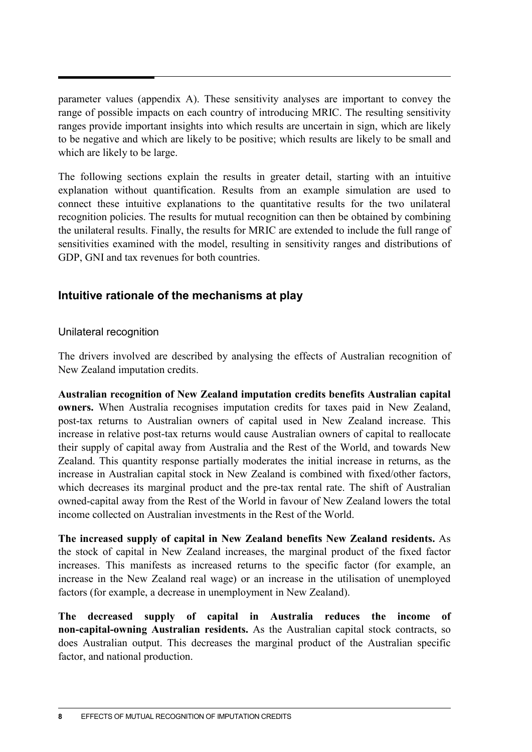parameter values (appendix A). These sensitivity analyses are important to convey the range of possible impacts on each country of introducing MRIC. The resulting sensitivity ranges provide important insights into which results are uncertain in sign, which are likely to be negative and which are likely to be positive; which results are likely to be small and which are likely to be large.

The following sections explain the results in greater detail, starting with an intuitive explanation without quantification. Results from an example simulation are used to connect these intuitive explanations to the quantitative results for the two unilateral recognition policies. The results for mutual recognition can then be obtained by combining the unilateral results. Finally, the results for MRIC are extended to include the full range of sensitivities examined with the model, resulting in sensitivity ranges and distributions of GDP, GNI and tax revenues for both countries.

## Intuitive rationale of the mechanisms at play

### Unilateral recognition

The drivers involved are described by analysing the effects of Australian recognition of New Zealand imputation credits.

**Australian recognition of New Zealand imputation credits benefits Australian capital owners.** When Australia recognises imputation credits for taxes paid in New Zealand, post-tax returns to Australian owners of capital used in New Zealand increase. This increase in relative post-tax returns would cause Australian owners of capital to reallocate their supply of capital away from Australia and the Rest of the World, and towards New Zealand. This quantity response partially moderates the initial increase in returns, as the increase in Australian capital stock in New Zealand is combined with fixed/other factors, which decreases its marginal product and the pre-tax rental rate. The shift of Australian owned-capital away from the Rest of the World in favour of New Zealand lowers the total income collected on Australian investments in the Rest of the World.

**The increased supply of capital in New Zealand benefits New Zealand residents.** As the stock of capital in New Zealand increases, the marginal product of the fixed factor increases. This manifests as increased returns to the specific factor (for example, an increase in the New Zealand real wage) or an increase in the utilisation of unemployed factors (for example, a decrease in unemployment in New Zealand).

**The decreased supply of capital in Australia reduces the income of non-capital-owning Australian residents.** As the Australian capital stock contracts, so does Australian output. This decreases the marginal product of the Australian specific factor, and national production.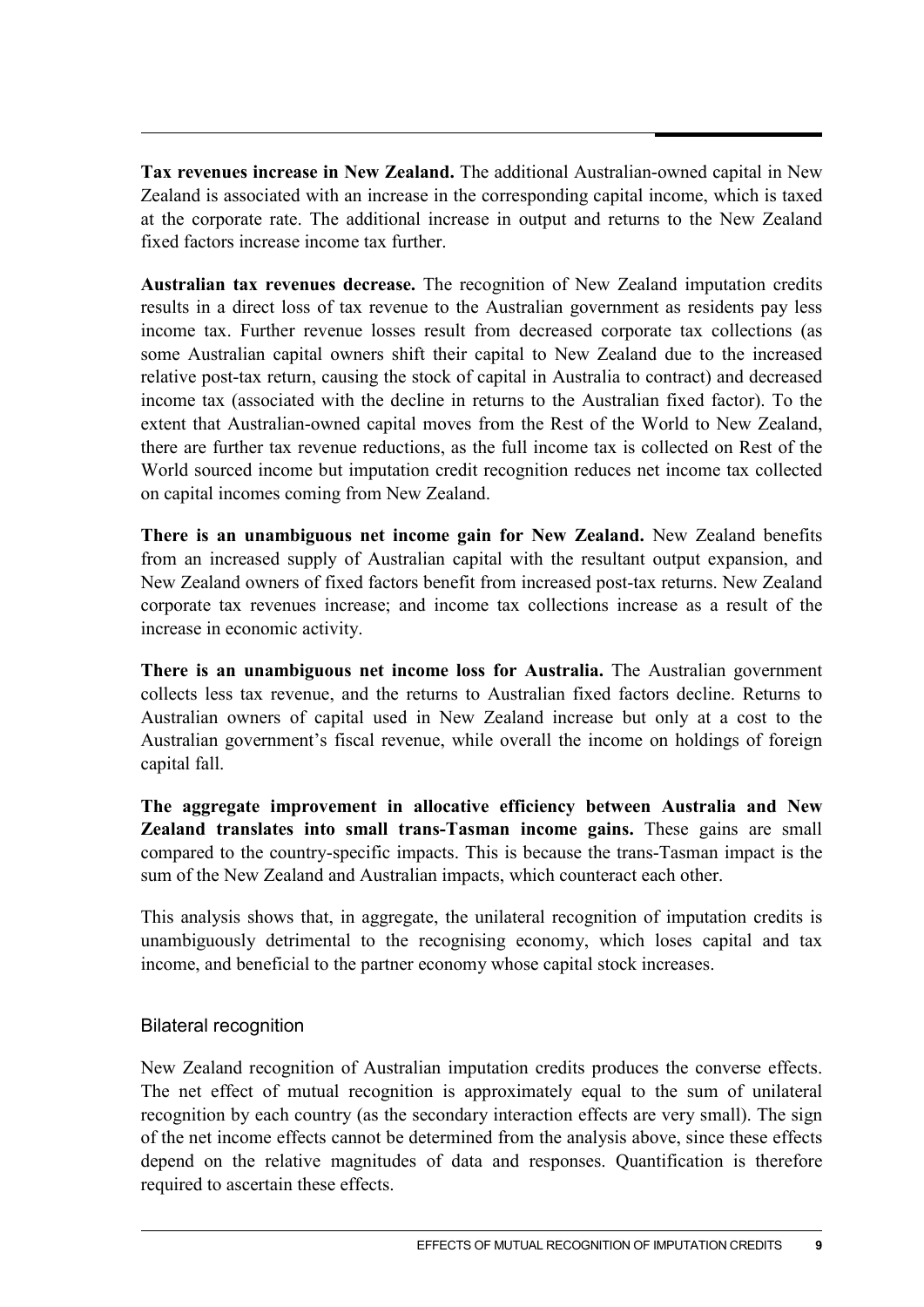**Tax revenues increase in New Zealand.** The additional Australian-owned capital in New Zealand is associated with an increase in the corresponding capital income, which is taxed at the corporate rate. The additional increase in output and returns to the New Zealand fixed factors increase income tax further.

**Australian tax revenues decrease.** The recognition of New Zealand imputation credits results in a direct loss of tax revenue to the Australian government as residents pay less income tax. Further revenue losses result from decreased corporate tax collections (as some Australian capital owners shift their capital to New Zealand due to the increased relative post-tax return, causing the stock of capital in Australia to contract) and decreased income tax (associated with the decline in returns to the Australian fixed factor). To the extent that Australian-owned capital moves from the Rest of the World to New Zealand, there are further tax revenue reductions, as the full income tax is collected on Rest of the World sourced income but imputation credit recognition reduces net income tax collected on capital incomes coming from New Zealand.

**There is an unambiguous net income gain for New Zealand.** New Zealand benefits from an increased supply of Australian capital with the resultant output expansion, and New Zealand owners of fixed factors benefit from increased post-tax returns. New Zealand corporate tax revenues increase; and income tax collections increase as a result of the increase in economic activity.

**There is an unambiguous net income loss for Australia.** The Australian government collects less tax revenue, and the returns to Australian fixed factors decline. Returns to Australian owners of capital used in New Zealand increase but only at a cost to the Australian government's fiscal revenue, while overall the income on holdings of foreign capital fall.

**The aggregate improvement in allocative efficiency between Australia and New Zealand translates into small trans-Tasman income gains.** These gains are small compared to the country-specific impacts. This is because the trans-Tasman impact is the sum of the New Zealand and Australian impacts, which counteract each other.

This analysis shows that, in aggregate, the unilateral recognition of imputation credits is unambiguously detrimental to the recognising economy, which loses capital and tax income, and beneficial to the partner economy whose capital stock increases.

### Bilateral recognition

New Zealand recognition of Australian imputation credits produces the converse effects. The net effect of mutual recognition is approximately equal to the sum of unilateral recognition by each country (as the secondary interaction effects are very small). The sign of the net income effects cannot be determined from the analysis above, since these effects depend on the relative magnitudes of data and responses. Quantification is therefore required to ascertain these effects.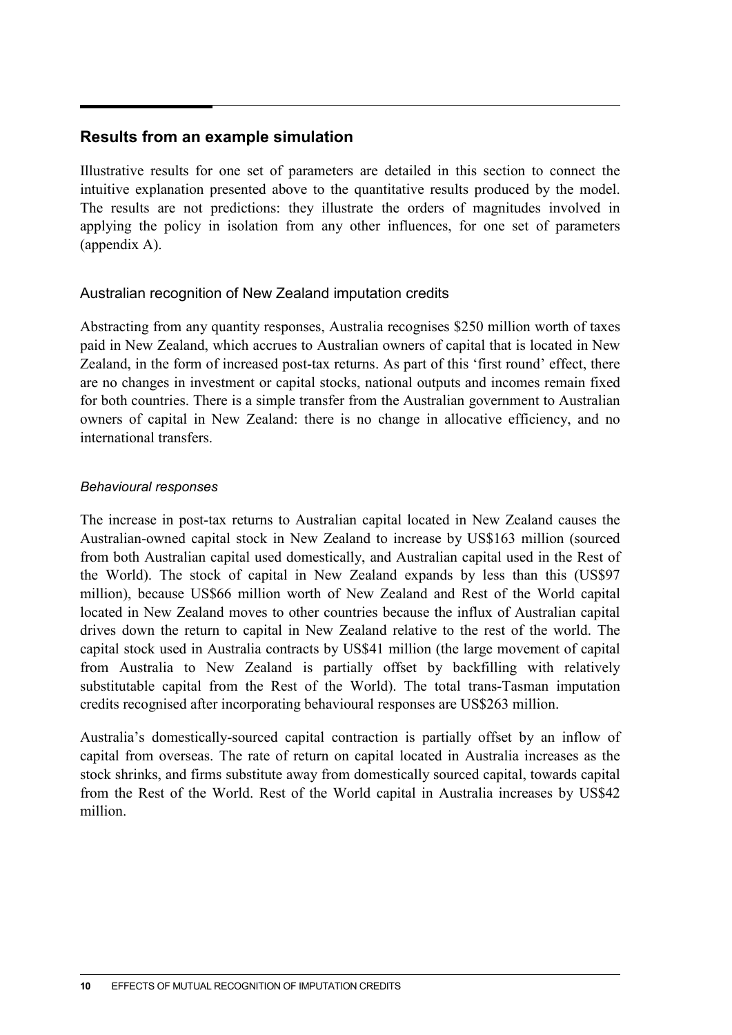## Results from an example simulation

Illustrative results for one set of parameters are detailed in this section to connect the intuitive explanation presented above to the quantitative results produced by the model. The results are not predictions: they illustrate the orders of magnitudes involved in applying the policy in isolation from any other influences, for one set of parameters (appendix A).

### Australian recognition of New Zealand imputation credits

Abstracting from any quantity responses, Australia recognises $250 million worth of taxes paid in New Zealand, which accrues to Australian owners of capital that is located in New Zealand, in the form of increased post-tax returns. As part of this 'first round' effect, there are no changes in investment or capital stocks, national outputs and incomes remain fixed for both countries. There is a simple transfer from the Australian government to Australian owners of capital in New Zealand: there is no change in allocative efficiency, and no international transfers.

#### *Behavioural responses*

The increase in post-tax returns to Australian capital located in New Zealand causes the Australian-owned capital stock in New Zealand to increase by US$163 million (sourced from both Australian capital used domestically, and Australian capital used in the Rest of the World). The stock of capital in New Zealand expands by less than this (US$97 million), because US$66 million worth of New Zealand and Rest of the World capital located in New Zealand moves to other countries because the influx of Australian capital drives down the return to capital in New Zealand relative to the rest of the world. The capital stock used in Australia contracts by US$41 million (the large movement of capital from Australia to New Zealand is partially offset by backfilling with relatively substitutable capital from the Rest of the World). The total trans-Tasman imputation credits recognised after incorporating behavioural responses are US$263 million.

Australia's domestically-sourced capital contraction is partially offset by an inflow of capital from overseas. The rate of return on capital located in Australia increases as the stock shrinks, and firms substitute away from domestically sourced capital, towards capital from the Rest of the World. Rest of the World capital in Australia increases by US$42 million.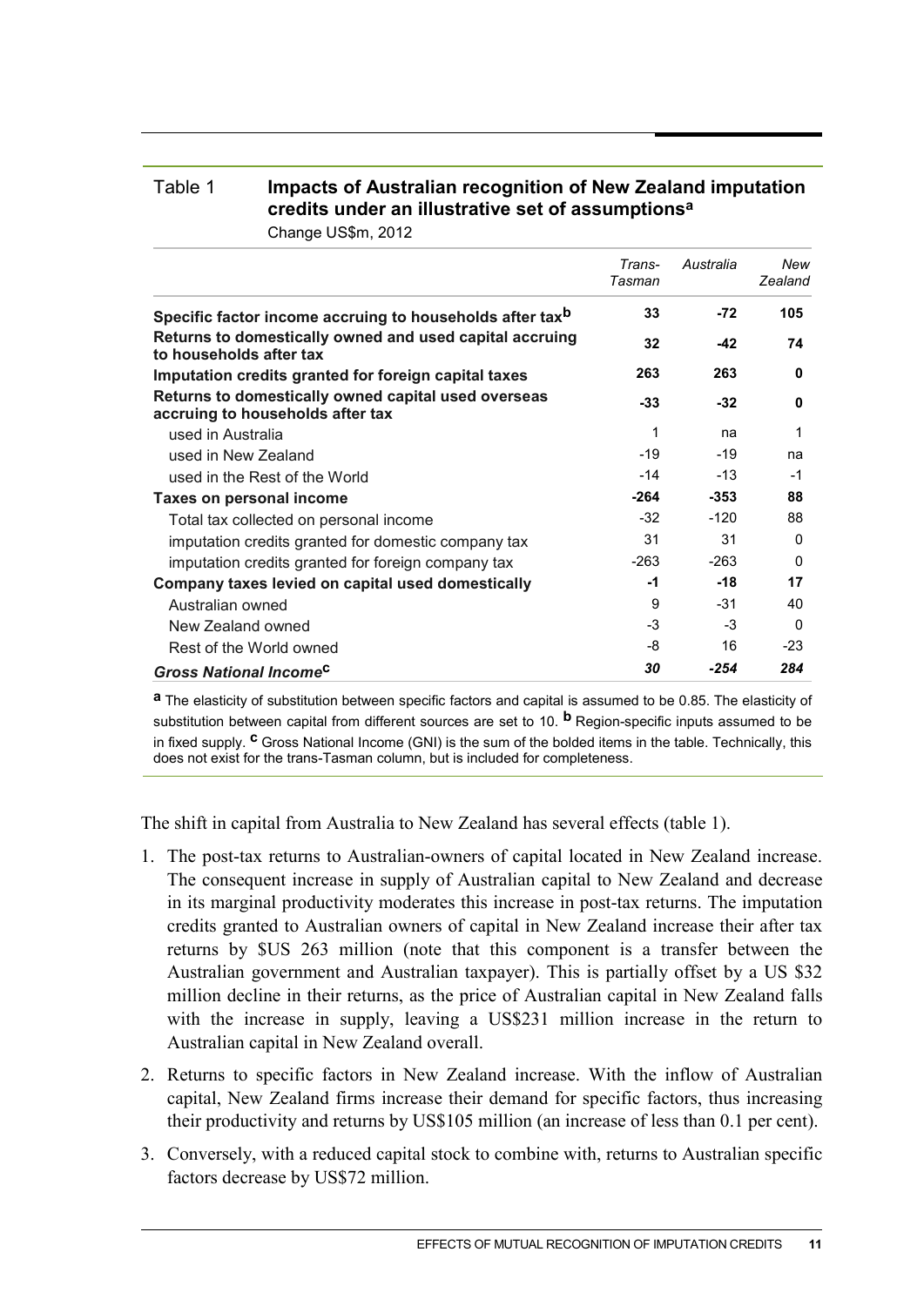Table 1 **Impacts of Australian recognition of New Zealand imputation credits under an illustrative set of assumptions**[a]

Change US$m, 2012

| | *Trans-Tasman* | *Australia* | *New Zealand* |
|---|---|---|---|
| **Specific factor income accruing to households after tax**[b] | **33** | **-72** | **105** |
| **Returns to domestically owned and used capital accruing to households after tax** | **32** | **-42** | **74** |
| **Imputation credits granted for foreign capital taxes** | **263** | **263** | **0** |
| **Returns to domestically owned capital used overseas accruing to households after tax** | **-33** | **-32** | **0** |
| used in Australia | 1 | na | 1 |
| used in New Zealand | -19 | -19 | na |
| used in the Rest of the World | -14 | -13 | -1 |
| **Taxes on personal income** | **-264** | **-353** | **88** |
| Total tax collected on personal income | -32 | -120 | 88 |
| imputation credits granted for domestic company tax | 31 | 31 | 0 |
| imputation credits granted for foreign company tax | -263 | -263 | 0 |
| **Company taxes levied on capital used domestically** | **-1** | **-18** | **17** |
| Australian owned | 9 | -31 | 40 |
| New Zealand owned | -3 | -3 | 0 |
| Rest of the World owned | -8 | 16 | -23 |
| ***Gross National Income***[c] | ***30*** | ***-254*** | ***284*** |

[a] The elasticity of substitution between specific factors and capital is assumed to be 0.85. The elasticity of substitution between capital from different sources are set to 10. [b] Region-specific inputs assumed to be in fixed supply. [c] Gross National Income (GNI) is the sum of the bolded items in the table. Technically, this does not exist for the trans-Tasman column, but is included for completeness.

The shift in capital from Australia to New Zealand has several effects (table 1).

1. The post-tax returns to Australian-owners of capital located in New Zealand increase. The consequent increase in supply of Australian capital to New Zealand and decrease in its marginal productivity moderates this increase in post-tax returns. The imputation credits granted to Australian owners of capital in New Zealand increase their after tax returns by $US 263 million (note that this component is a transfer between the Australian government and Australian taxpayer). This is partially offset by a US $32 million decline in their returns, as the price of Australian capital in New Zealand falls with the increase in supply, leaving a US$231 million increase in the return to Australian capital in New Zealand overall.
2. Returns to specific factors in New Zealand increase. With the inflow of Australian capital, New Zealand firms increase their demand for specific factors, thus increasing their productivity and returns by US$105 million (an increase of less than 0.1 per cent).
3. Conversely, with a reduced capital stock to combine with, returns to Australian specific factors decrease by US$72 million.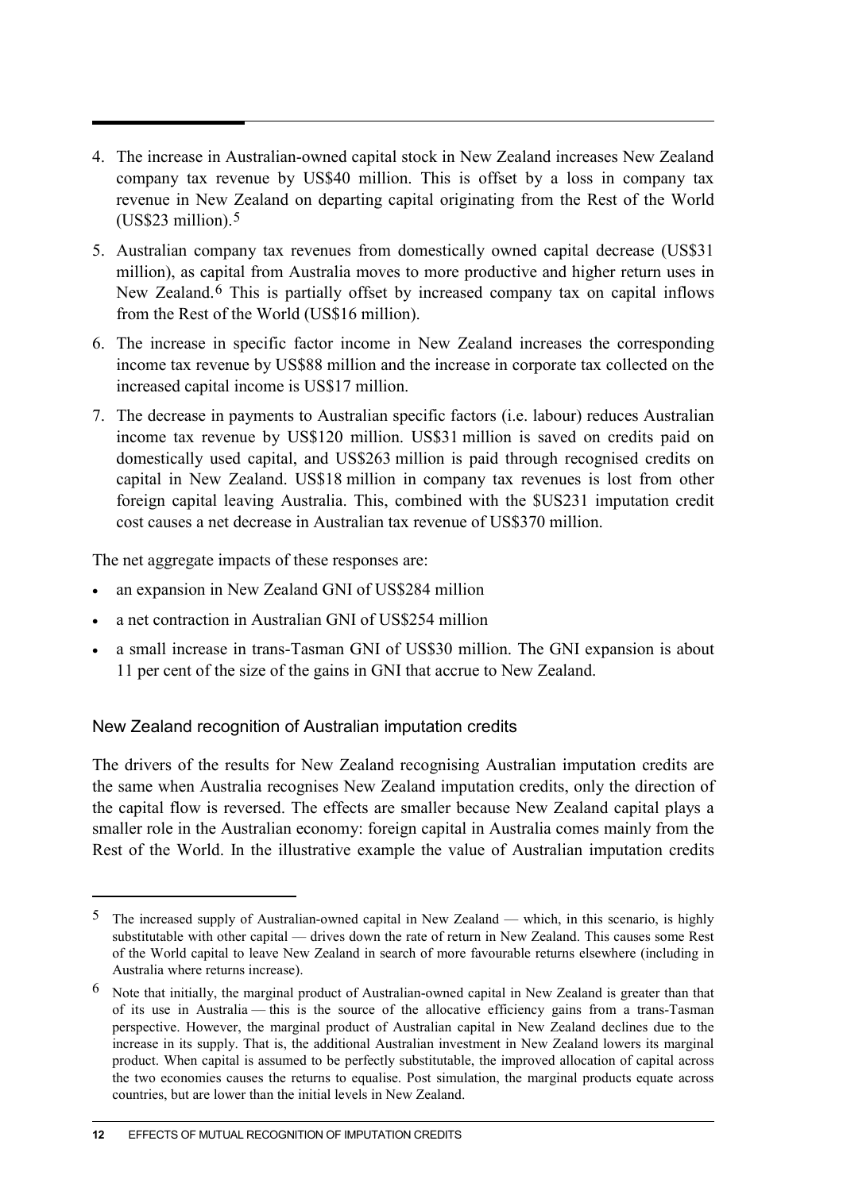4. The increase in Australian-owned capital stock in New Zealand increases New Zealand company tax revenue by US$40 million. This is offset by a loss in company tax revenue in New Zealand on departing capital originating from the Rest of the World (US$23 million).[5]
5. Australian company tax revenues from domestically owned capital decrease (US$31 million), as capital from Australia moves to more productive and higher return uses in New Zealand.[6] This is partially offset by increased company tax on capital inflows from the Rest of the World (US$16 million).
6. The increase in specific factor income in New Zealand increases the corresponding income tax revenue by US$88 million and the increase in corporate tax collected on the increased capital income is US$17 million.
7. The decrease in payments to Australian specific factors (i.e. labour) reduces Australian income tax revenue by US$120 million. US$31 million is saved on credits paid on domestically used capital, and US$263 million is paid through recognised credits on capital in New Zealand. US$18 million in company tax revenues is lost from other foreign capital leaving Australia. This, combined with the $US231 imputation credit cost causes a net decrease in Australian tax revenue of US$370 million.

The net aggregate impacts of these responses are:

- an expansion in New Zealand GNI of US$284 million
- a net contraction in Australian GNI of US$254 million
- a small increase in trans-Tasman GNI of US$30 million. The GNI expansion is about 11 per cent of the size of the gains in GNI that accrue to New Zealand.

### New Zealand recognition of Australian imputation credits

The drivers of the results for New Zealand recognising Australian imputation credits are the same when Australia recognises New Zealand imputation credits, only the direction of the capital flow is reversed. The effects are smaller because New Zealand capital plays a smaller role in the Australian economy: foreign capital in Australia comes mainly from the Rest of the World. In the illustrative example the value of Australian imputation credits

---

[5] The increased supply of Australian-owned capital in New Zealand — which, in this scenario, is highly substitutable with other capital — drives down the rate of return in New Zealand. This causes some Rest of the World capital to leave New Zealand in search of more favourable returns elsewhere (including in Australia where returns increase).

[6] Note that initially, the marginal product of Australian-owned capital in New Zealand is greater than that of its use in Australia — this is the source of the allocative efficiency gains from a trans-Tasman perspective. However, the marginal product of Australian capital in New Zealand declines due to the increase in its supply. That is, the additional Australian investment in New Zealand lowers its marginal product. When capital is assumed to be perfectly substitutable, the improved allocation of capital across the two economies causes the returns to equalise. Post simulation, the marginal products equate across countries, but are lower than the initial levels in New Zealand.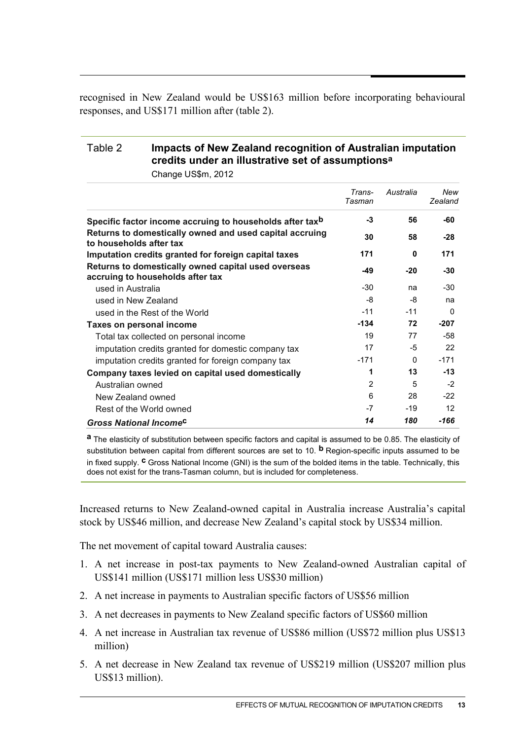recognised in New Zealand would be US$163 million before incorporating behavioural responses, and US$171 million after (table 2).

Table 2 **Impacts of New Zealand recognition of Australian imputation credits under an illustrative set of assumptions**[a]

Change US$m, 2012

| | *Trans-Tasman* | *Australia* | *New Zealand* |
|---|---|---|---|
| **Specific factor income accruing to households after tax**[b] | **-3** | **56** | **-60** |
| **Returns to domestically owned and used capital accruing to households after tax** | **30** | **58** | **-28** |
| **Imputation credits granted for foreign capital taxes** | **171** | **0** | **171** |
| **Returns to domestically owned capital used overseas accruing to households after tax** | **-49** | **-20** | **-30** |
| used in Australia | -30 | na | -30 |
| used in New Zealand | -8 | -8 | na |
| used in the Rest of the World | -11 | -11 | 0 |
| **Taxes on personal income** | **-134** | **72** | **-207** |
| Total tax collected on personal income | 19 | 77 | -58 |
| imputation credits granted for domestic company tax | 17 | -5 | 22 |
| imputation credits granted for foreign company tax | -171 | 0 | -171 |
| **Company taxes levied on capital used domestically** | **1** | **13** | **-13** |
| Australian owned | 2 | 5 | -2 |
| New Zealand owned | 6 | 28 | -22 |
| Rest of the World owned | -7 | -19 | 12 |
| ***Gross National Income***[c] | ***14*** | ***180*** | ***-166*** |

[a] The elasticity of substitution between specific factors and capital is assumed to be 0.85. The elasticity of substitution between capital from different sources are set to 10. [b] Region-specific inputs assumed to be in fixed supply. [c] Gross National Income (GNI) is the sum of the bolded items in the table. Technically, this does not exist for the trans-Tasman column, but is included for completeness.

Increased returns to New Zealand-owned capital in Australia increase Australia's capital stock by US$46 million, and decrease New Zealand's capital stock by US$34 million.

The net movement of capital toward Australia causes:

1. A net increase in post-tax payments to New Zealand-owned Australian capital of US$141 million (US$171 million less US$30 million)
2. A net increase in payments to Australian specific factors of US$56 million
3. A net decreases in payments to New Zealand specific factors of US$60 million
4. A net increase in Australian tax revenue of US$86 million (US$72 million plus US$13 million)
5. A net decrease in New Zealand tax revenue of US$219 million (US$207 million plus US$13 million).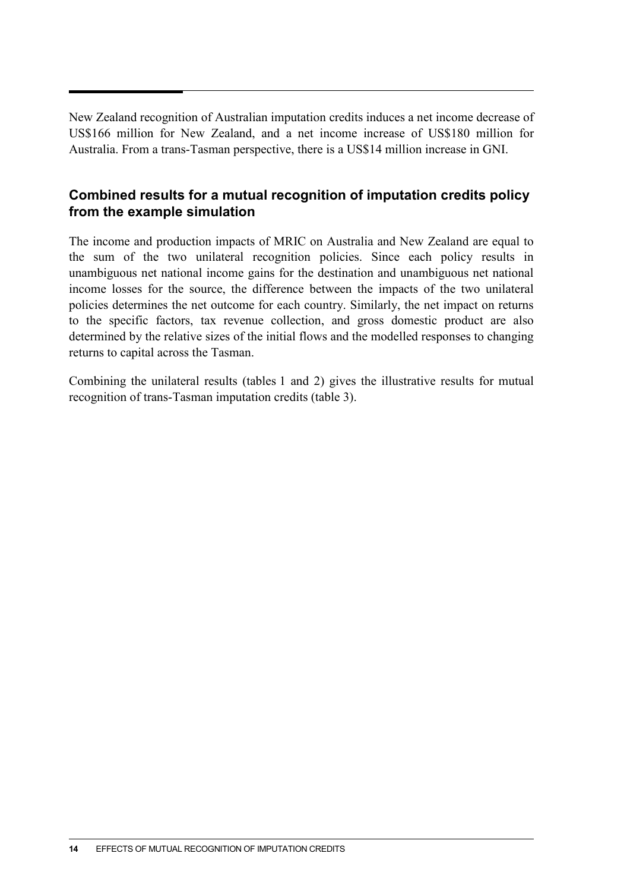New Zealand recognition of Australian imputation credits induces a net income decrease of US$166 million for New Zealand, and a net income increase of US$180 million for Australia. From a trans-Tasman perspective, there is a US$14 million increase in GNI.

## Combined results for a mutual recognition of imputation credits policy from the example simulation

The income and production impacts of MRIC on Australia and New Zealand are equal to the sum of the two unilateral recognition policies. Since each policy results in unambiguous net national income gains for the destination and unambiguous net national income losses for the source, the difference between the impacts of the two unilateral policies determines the net outcome for each country. Similarly, the net impact on returns to the specific factors, tax revenue collection, and gross domestic product are also determined by the relative sizes of the initial flows and the modelled responses to changing returns to capital across the Tasman.

Combining the unilateral results (tables 1 and 2) gives the illustrative results for mutual recognition of trans-Tasman imputation credits (table 3).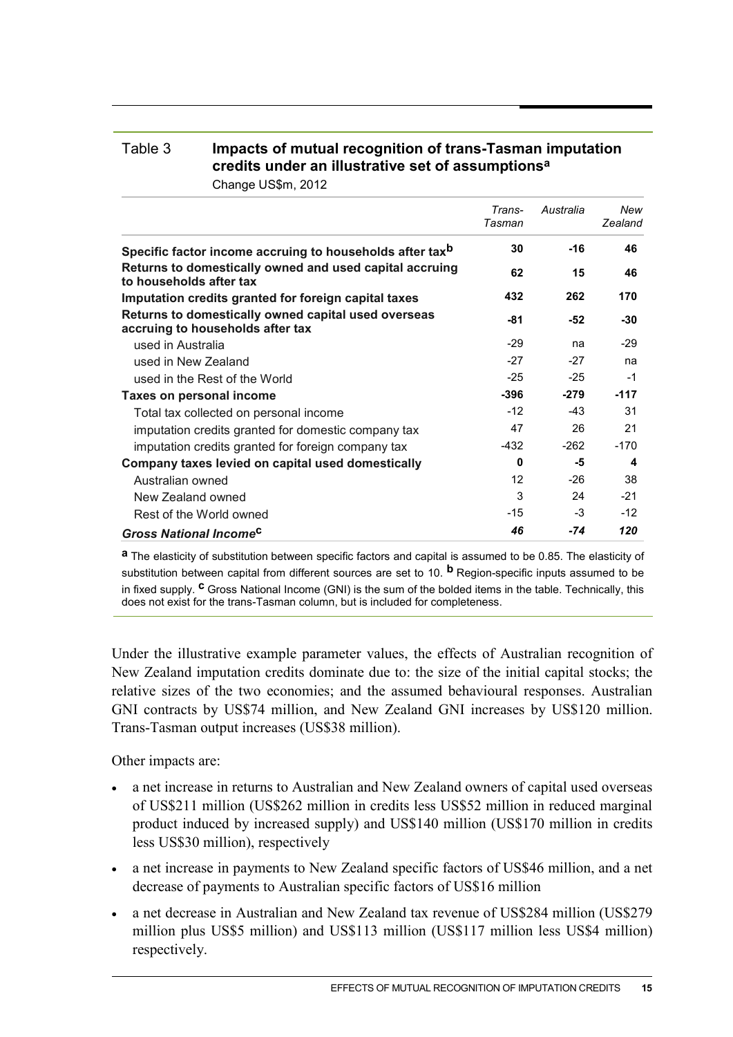Table 3 **Impacts of mutual recognition of trans-Tasman imputation credits under an illustrative set of assumptions**[a]

Change US$m, 2012

| | *Trans-Tasman* | *Australia* | *New Zealand* |
|---|---|---|---|
| **Specific factor income accruing to households after tax**[b] | **30** | **-16** | **46** |
| **Returns to domestically owned and used capital accruing to households after tax** | **62** | **15** | **46** |
| **Imputation credits granted for foreign capital taxes** | **432** | **262** | **170** |
| **Returns to domestically owned capital used overseas accruing to households after tax** | **-81** | **-52** | **-30** |
| used in Australia | -29 | na | -29 |
| used in New Zealand | -27 | -27 | na |
| used in the Rest of the World | -25 | -25 | -1 |
| **Taxes on personal income** | **-396** | **-279** | **-117** |
| Total tax collected on personal income | -12 | -43 | 31 |
| imputation credits granted for domestic company tax | 47 | 26 | 21 |
| imputation credits granted for foreign company tax | -432 | -262 | -170 |
| **Company taxes levied on capital used domestically** | **0** | **-5** | **4** |
| Australian owned | 12 | -26 | 38 |
| New Zealand owned | 3 | 24 | -21 |
| Rest of the World owned | -15 | -3 | -12 |
| ***Gross National Income***[c] | ***46*** | ***-74*** | ***120*** |

[a] The elasticity of substitution between specific factors and capital is assumed to be 0.85. The elasticity of substitution between capital from different sources are set to 10. [b] Region-specific inputs assumed to be in fixed supply. [c] Gross National Income (GNI) is the sum of the bolded items in the table. Technically, this does not exist for the trans-Tasman column, but is included for completeness.

Under the illustrative example parameter values, the effects of Australian recognition of New Zealand imputation credits dominate due to: the size of the initial capital stocks; the relative sizes of the two economies; and the assumed behavioural responses. Australian GNI contracts by US$74 million, and New Zealand GNI increases by US$120 million. Trans-Tasman output increases (US$38 million).

Other impacts are:

- a net increase in returns to Australian and New Zealand owners of capital used overseas of US$211 million (US$262 million in credits less US$52 million in reduced marginal product induced by increased supply) and US$140 million (US$170 million in credits less US$30 million), respectively
- a net increase in payments to New Zealand specific factors of US$46 million, and a net decrease of payments to Australian specific factors of US$16 million
- a net decrease in Australian and New Zealand tax revenue of US$284 million (US$279 million plus US$5 million) and US$113 million (US$117 million less US$4 million) respectively.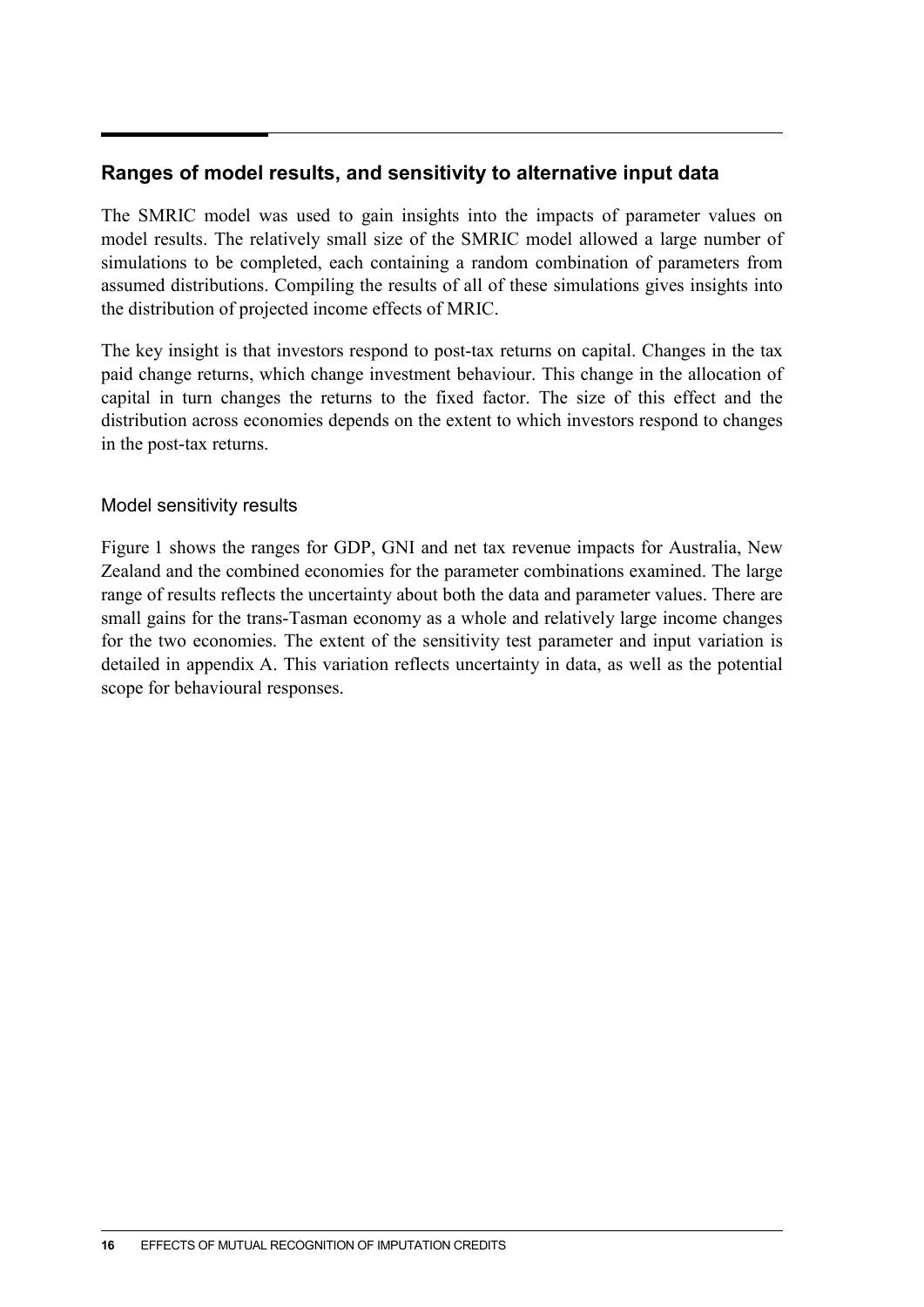## Ranges of model results, and sensitivity to alternative input data

The SMRIC model was used to gain insights into the impacts of parameter values on model results. The relatively small size of the SMRIC model allowed a large number of simulations to be completed, each containing a random combination of parameters from assumed distributions. Compiling the results of all of these simulations gives insights into the distribution of projected income effects of MRIC.

The key insight is that investors respond to post-tax returns on capital. Changes in the tax paid change returns, which change investment behaviour. This change in the allocation of capital in turn changes the returns to the fixed factor. The size of this effect and the distribution across economies depends on the extent to which investors respond to changes in the post-tax returns.

### Model sensitivity results

Figure 1 shows the ranges for GDP, GNI and net tax revenue impacts for Australia, New Zealand and the combined economies for the parameter combinations examined. The large range of results reflects the uncertainty about both the data and parameter values. There are small gains for the trans-Tasman economy as a whole and relatively large income changes for the two economies. The extent of the sensitivity test parameter and input variation is detailed in appendix A. This variation reflects uncertainty in data, as well as the potential scope for behavioural responses.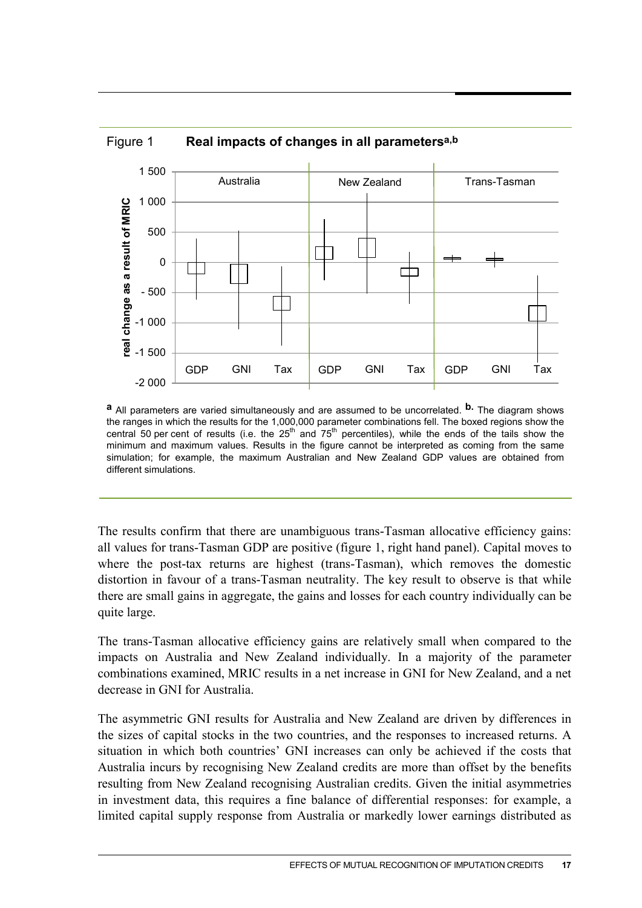Figure 1 **Real impacts of changes in all parameters[a,b]**

[a] All parameters are varied simultaneously and are assumed to be uncorrelated. [b.] The diagram shows the ranges in which the results for the 1,000,000 parameter combinations fell. The boxed regions show the central 50 per cent of results (i.e. the 25th and 75th percentiles), while the ends of the tails show the minimum and maximum values. Results in the figure cannot be interpreted as coming from the same simulation; for example, the maximum Australian and New Zealand GDP values are obtained from different simulations.

The results confirm that there are unambiguous trans-Tasman allocative efficiency gains: all values for trans-Tasman GDP are positive (figure 1, right hand panel). Capital moves to where the post-tax returns are highest (trans-Tasman), which removes the domestic distortion in favour of a trans-Tasman neutrality. The key result to observe is that while there are small gains in aggregate, the gains and losses for each country individually can be quite large.

The trans-Tasman allocative efficiency gains are relatively small when compared to the impacts on Australia and New Zealand individually. In a majority of the parameter combinations examined, MRIC results in a net increase in GNI for New Zealand, and a net decrease in GNI for Australia.

The asymmetric GNI results for Australia and New Zealand are driven by differences in the sizes of capital stocks in the two countries, and the responses to increased returns. A situation in which both countries' GNI increases can only be achieved if the costs that Australia incurs by recognising New Zealand credits are more than offset by the benefits resulting from New Zealand recognising Australian credits. Given the initial asymmetries in investment data, this requires a fine balance of differential responses: for example, a limited capital supply response from Australia or markedly lower earnings distributed as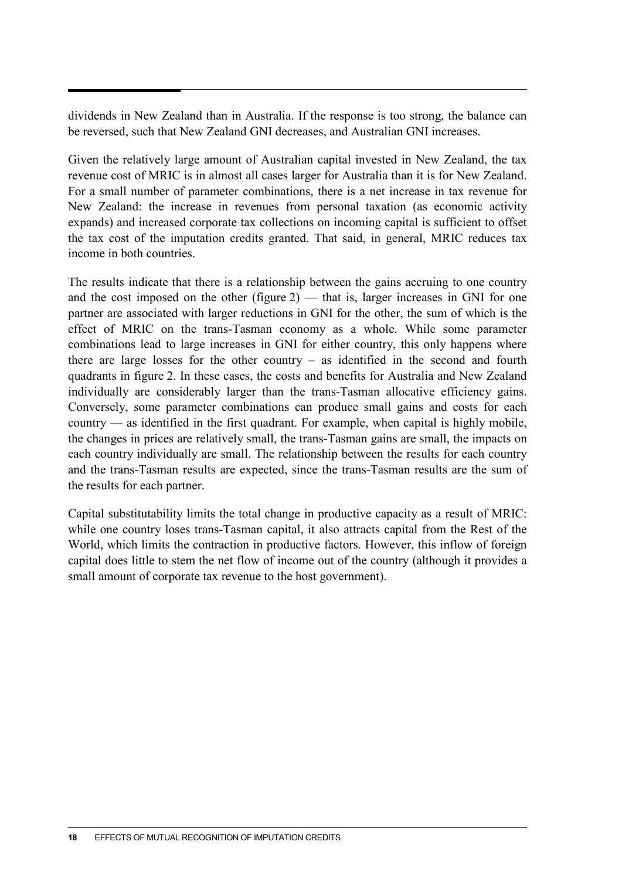dividends in New Zealand than in Australia. If the response is too strong, the balance can be reversed, such that New Zealand GNI decreases, and Australian GNI increases.

Given the relatively large amount of Australian capital invested in New Zealand, the tax revenue cost of MRIC is in almost all cases larger for Australia than it is for New Zealand. For a small number of parameter combinations, there is a net increase in tax revenue for New Zealand: the increase in revenues from personal taxation (as economic activity expands) and increased corporate tax collections on incoming capital is sufficient to offset the tax cost of the imputation credits granted. That said, in general, MRIC reduces tax income in both countries.

The results indicate that there is a relationship between the gains accruing to one country and the cost imposed on the other (figure 2) — that is, larger increases in GNI for one partner are associated with larger reductions in GNI for the other, the sum of which is the effect of MRIC on the trans-Tasman economy as a whole. While some parameter combinations lead to large increases in GNI for either country, this only happens where there are large losses for the other country – as identified in the second and fourth quadrants in figure 2. In these cases, the costs and benefits for Australia and New Zealand individually are considerably larger than the trans-Tasman allocative efficiency gains. Conversely, some parameter combinations can produce small gains and costs for each country — as identified in the first quadrant. For example, when capital is highly mobile, the changes in prices are relatively small, the trans-Tasman gains are small, the impacts on each country individually are small. The relationship between the results for each country and the trans-Tasman results are expected, since the trans-Tasman results are the sum of the results for each partner.

Capital substitutability limits the total change in productive capacity as a result of MRIC: while one country loses trans-Tasman capital, it also attracts capital from the Rest of the World, which limits the contraction in productive factors. However, this inflow of foreign capital does little to stem the net flow of income out of the country (although it provides a small amount of corporate tax revenue to the host government).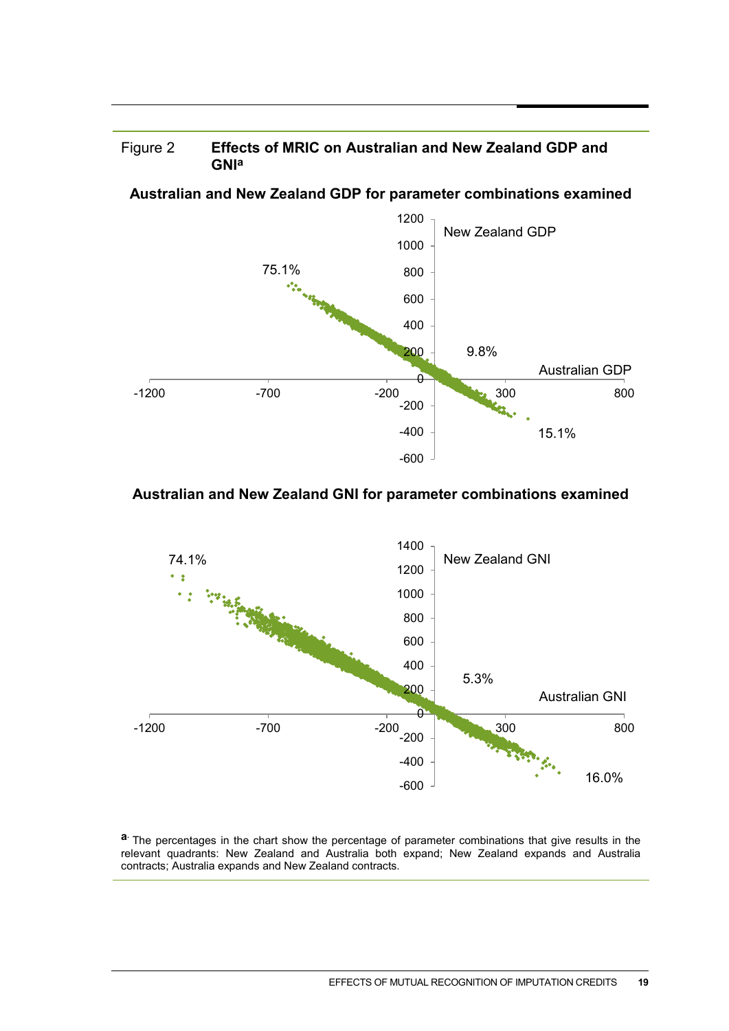Figure 2 **Effects of MRIC on Australian and New Zealand GDP and GNI[a]**

**Australian and New Zealand GDP for parameter combinations examined**

New Zealand GDP

Australian GDP

75.1%

9.8%

15.1%

**Australian and New Zealand GNI for parameter combinations examined**

New Zealand GNI

Australian GNI

74.1%

5.3%

16.0%

[a] The percentages in the chart show the percentage of parameter combinations that give results in the relevant quadrants: New Zealand and Australia both expand; New Zealand expands and Australia contracts; Australia expands and New Zealand contracts.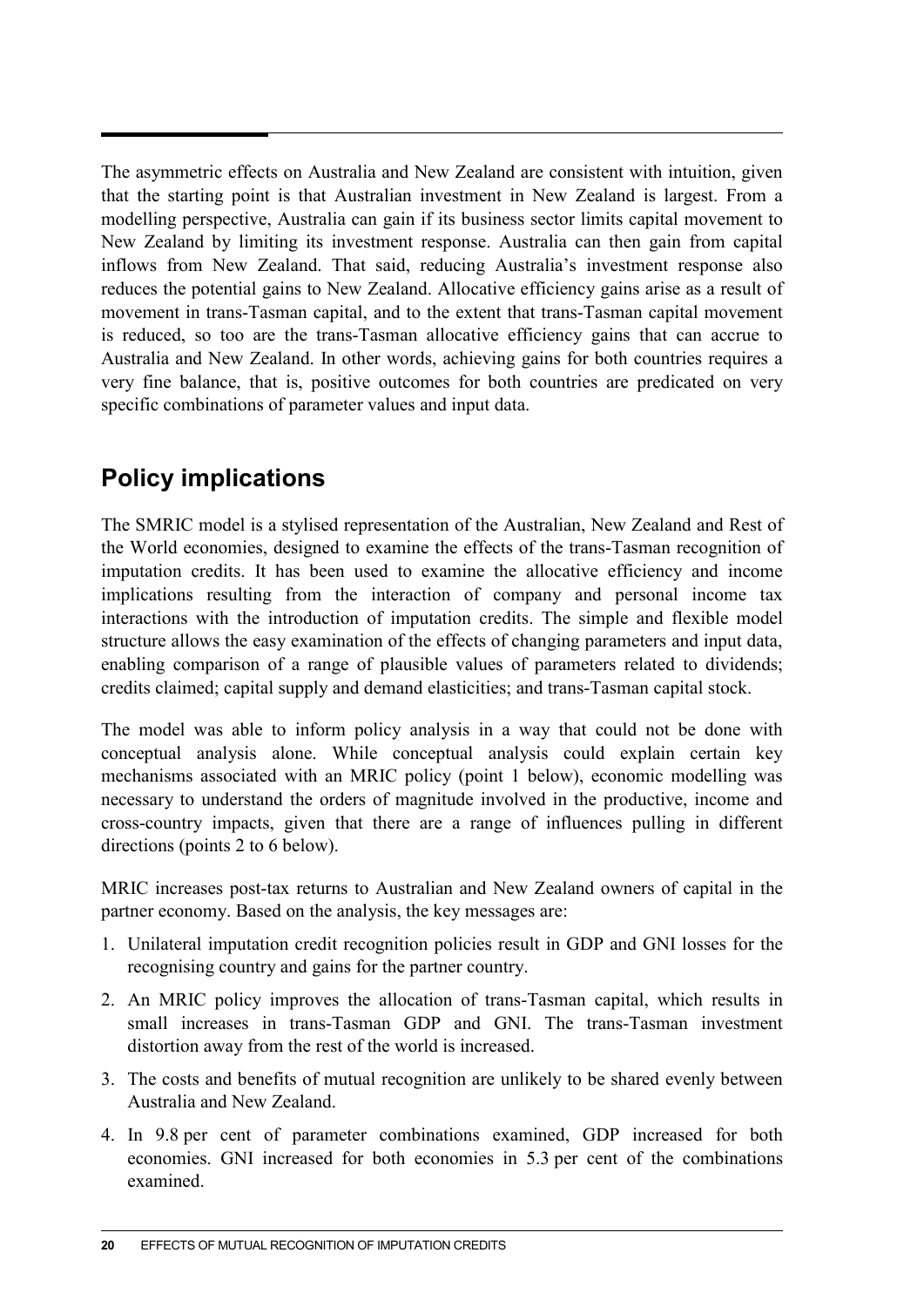The asymmetric effects on Australia and New Zealand are consistent with intuition, given that the starting point is that Australian investment in New Zealand is largest. From a modelling perspective, Australia can gain if its business sector limits capital movement to New Zealand by limiting its investment response. Australia can then gain from capital inflows from New Zealand. That said, reducing Australia's investment response also reduces the potential gains to New Zealand. Allocative efficiency gains arise as a result of movement in trans-Tasman capital, and to the extent that trans-Tasman capital movement is reduced, so too are the trans-Tasman allocative efficiency gains that can accrue to Australia and New Zealand. In other words, achieving gains for both countries requires a very fine balance, that is, positive outcomes for both countries are predicated on very specific combinations of parameter values and input data.

## Policy implications

The SMRIC model is a stylised representation of the Australian, New Zealand and Rest of the World economies, designed to examine the effects of the trans-Tasman recognition of imputation credits. It has been used to examine the allocative efficiency and income implications resulting from the interaction of company and personal income tax interactions with the introduction of imputation credits. The simple and flexible model structure allows the easy examination of the effects of changing parameters and input data, enabling comparison of a range of plausible values of parameters related to dividends; credits claimed; capital supply and demand elasticities; and trans-Tasman capital stock.

The model was able to inform policy analysis in a way that could not be done with conceptual analysis alone. While conceptual analysis could explain certain key mechanisms associated with an MRIC policy (point 1 below), economic modelling was necessary to understand the orders of magnitude involved in the productive, income and cross-country impacts, given that there are a range of influences pulling in different directions (points 2 to 6 below).

MRIC increases post-tax returns to Australian and New Zealand owners of capital in the partner economy. Based on the analysis, the key messages are:

1. Unilateral imputation credit recognition policies result in GDP and GNI losses for the recognising country and gains for the partner country.
2. An MRIC policy improves the allocation of trans-Tasman capital, which results in small increases in trans-Tasman GDP and GNI. The trans-Tasman investment distortion away from the rest of the world is increased.
3. The costs and benefits of mutual recognition are unlikely to be shared evenly between Australia and New Zealand.
4. In 9.8 per cent of parameter combinations examined, GDP increased for both economies. GNI increased for both economies in 5.3 per cent of the combinations examined.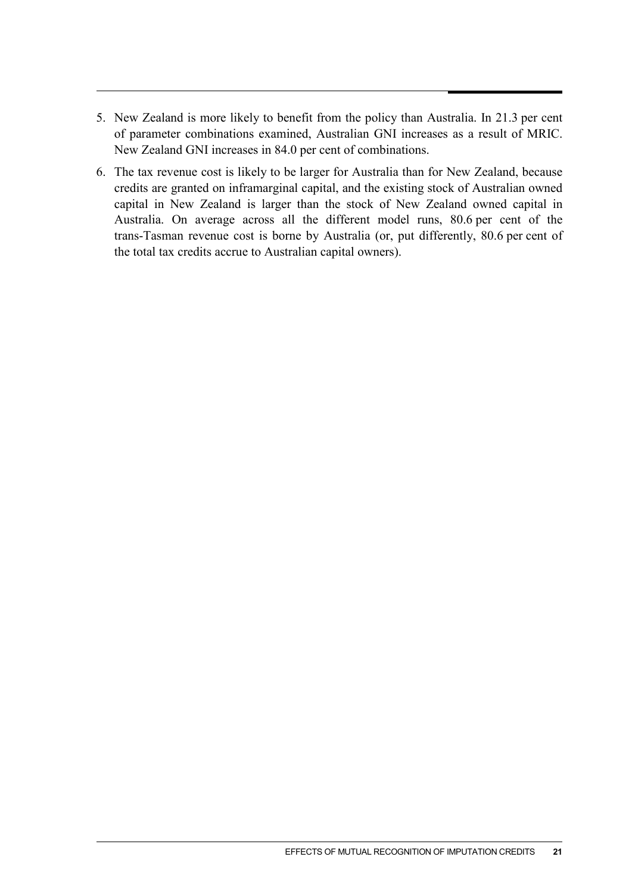5. New Zealand is more likely to benefit from the policy than Australia. In 21.3 per cent of parameter combinations examined, Australian GNI increases as a result of MRIC. New Zealand GNI increases in 84.0 per cent of combinations.

6. The tax revenue cost is likely to be larger for Australia than for New Zealand, because credits are granted on inframarginal capital, and the existing stock of Australian owned capital in New Zealand is larger than the stock of New Zealand owned capital in Australia. On average across all the different model runs, 80.6 per cent of the trans-Tasman revenue cost is borne by Australia (or, put differently, 80.6 per cent of the total tax credits accrue to Australian capital owners).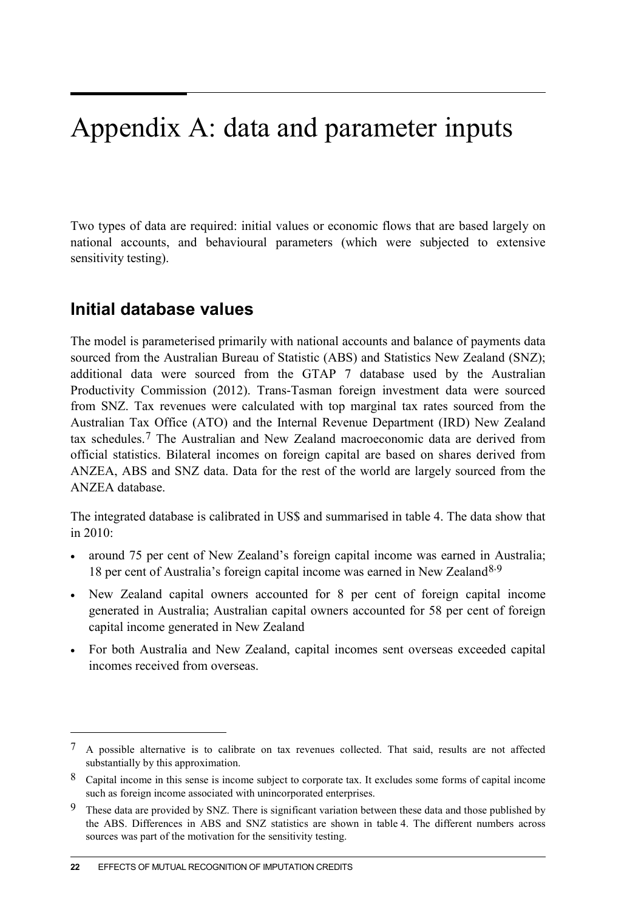# Appendix A: data and parameter inputs

Two types of data are required: initial values or economic flows that are based largely on national accounts, and behavioural parameters (which were subjected to extensive sensitivity testing).

## Initial database values

The model is parameterised primarily with national accounts and balance of payments data sourced from the Australian Bureau of Statistic (ABS) and Statistics New Zealand (SNZ); additional data were sourced from the GTAP 7 database used by the Australian Productivity Commission (2012). Trans-Tasman foreign investment data were sourced from SNZ. Tax revenues were calculated with top marginal tax rates sourced from the Australian Tax Office (ATO) and the Internal Revenue Department (IRD) New Zealand tax schedules.[7] The Australian and New Zealand macroeconomic data are derived from official statistics. Bilateral incomes on foreign capital are based on shares derived from ANZEA, ABS and SNZ data. Data for the rest of the world are largely sourced from the ANZEA database.

The integrated database is calibrated in US$ and summarised in table 4. The data show that in 2010:

- around 75 per cent of New Zealand's foreign capital income was earned in Australia; 18 per cent of Australia's foreign capital income was earned in New Zealand[8,9]
- New Zealand capital owners accounted for 8 per cent of foreign capital income generated in Australia; Australian capital owners accounted for 58 per cent of foreign capital income generated in New Zealand
- For both Australia and New Zealand, capital incomes sent overseas exceeded capital incomes received from overseas.

---

[7] A possible alternative is to calibrate on tax revenues collected. That said, results are not affected substantially by this approximation.

[8] Capital income in this sense is income subject to corporate tax. It excludes some forms of capital income such as foreign income associated with unincorporated enterprises.

[9] These data are provided by SNZ. There is significant variation between these data and those published by the ABS. Differences in ABS and SNZ statistics are shown in table 4. The different numbers across sources was part of the motivation for the sensitivity testing.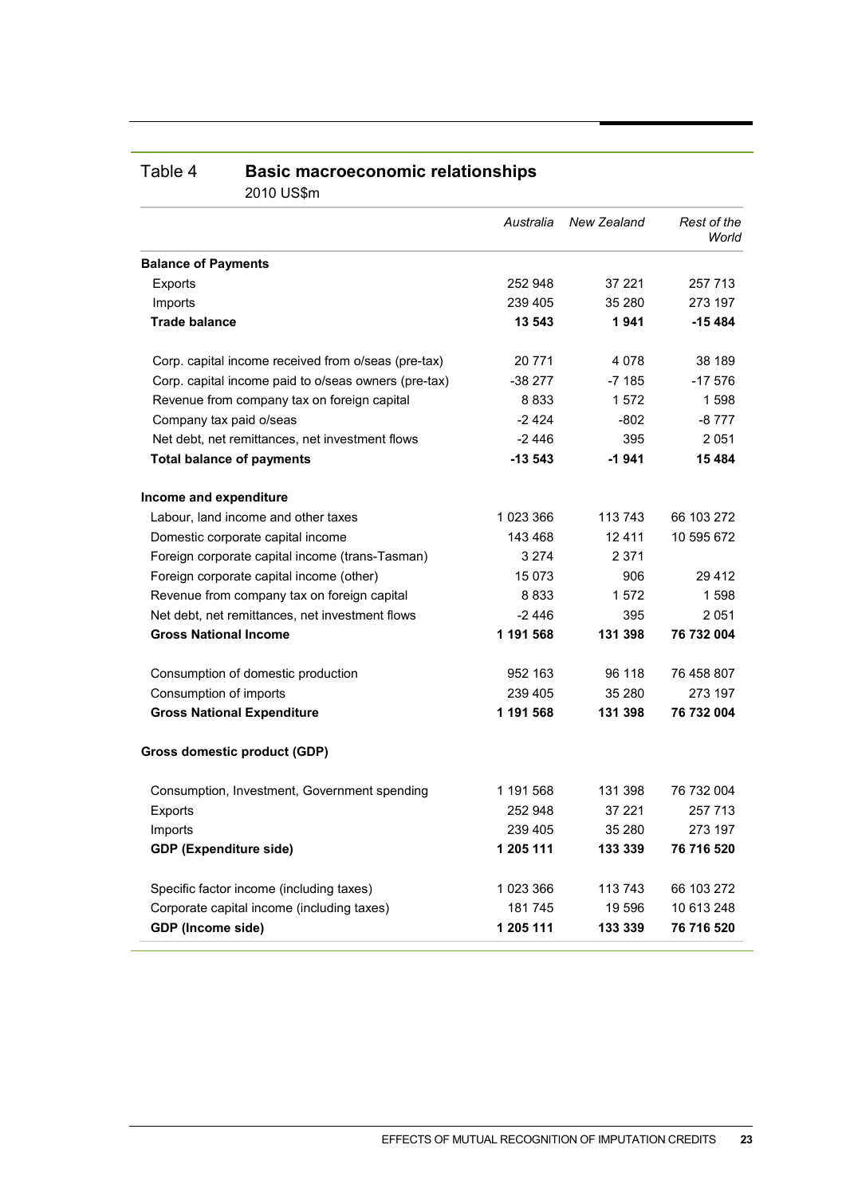## Table 4 Basic macroeconomic relationships

2010 US$m

| | *Australia* | *New Zealand* | *Rest of the World* |
|---|---|---|---|
| **Balance of Payments** | | | |
| Exports | 252 948 | 37 221 | 257 713 |
| Imports | 239 405 | 35 280 | 273 197 |
| **Trade balance** | **13 543** | **1 941** | **-15 484** |
| | | | |
| Corp. capital income received from o/seas (pre-tax) | 20 771 | 4 078 | 38 189 |
| Corp. capital income paid to o/seas owners (pre-tax) | -38 277 | -7 185 | -17 576 |
| Revenue from company tax on foreign capital | 8 833 | 1 572 | 1 598 |
| Company tax paid o/seas | -2 424 | -802 | -8 777 |
| Net debt, net remittances, net investment flows | -2 446 | 395 | 2 051 |
| **Total balance of payments** | **-13 543** | **-1 941** | **15 484** |
| | | | |
| **Income and expenditure** | | | |
| Labour, land income and other taxes | 1 023 366 | 113 743 | 66 103 272 |
| Domestic corporate capital income | 143 468 | 12 411 | 10 595 672 |
| Foreign corporate capital income (trans-Tasman) | 3 274 | 2 371 | |
| Foreign corporate capital income (other) | 15 073 | 906 | 29 412 |
| Revenue from company tax on foreign capital | 8 833 | 1 572 | 1 598 |
| Net debt, net remittances, net investment flows | -2 446 | 395 | 2 051 |
| **Gross National Income** | **1 191 568** | **131 398** | **76 732 004** |
| | | | |
| Consumption of domestic production | 952 163 | 96 118 | 76 458 807 |
| Consumption of imports | 239 405 | 35 280 | 273 197 |
| **Gross National Expenditure** | **1 191 568** | **131 398** | **76 732 004** |
| | | | |
| **Gross domestic product (GDP)** | | | |
| | | | |
| Consumption, Investment, Government spending | 1 191 568 | 131 398 | 76 732 004 |
| Exports | 252 948 | 37 221 | 257 713 |
| Imports | 239 405 | 35 280 | 273 197 |
| **GDP (Expenditure side)** | **1 205 111** | **133 339** | **76 716 520** |
| | | | |
| Specific factor income (including taxes) | 1 023 366 | 113 743 | 66 103 272 |
| Corporate capital income (including taxes) | 181 745 | 19 596 | 10 613 248 |
| **GDP (Income side)** | **1 205 111** | **133 339** | **76 716 520** |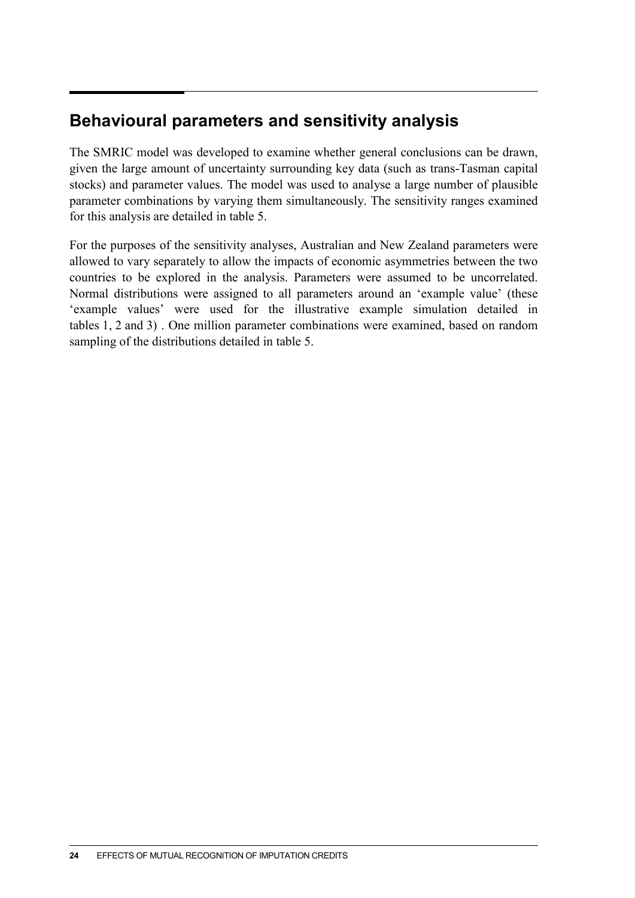## Behavioural parameters and sensitivity analysis

The SMRIC model was developed to examine whether general conclusions can be drawn, given the large amount of uncertainty surrounding key data (such as trans-Tasman capital stocks) and parameter values. The model was used to analyse a large number of plausible parameter combinations by varying them simultaneously. The sensitivity ranges examined for this analysis are detailed in table 5.

For the purposes of the sensitivity analyses, Australian and New Zealand parameters were allowed to vary separately to allow the impacts of economic asymmetries between the two countries to be explored in the analysis. Parameters were assumed to be uncorrelated. Normal distributions were assigned to all parameters around an 'example value' (these 'example values' were used for the illustrative example simulation detailed in tables 1, 2 and 3) . One million parameter combinations were examined, based on random sampling of the distributions detailed in table 5.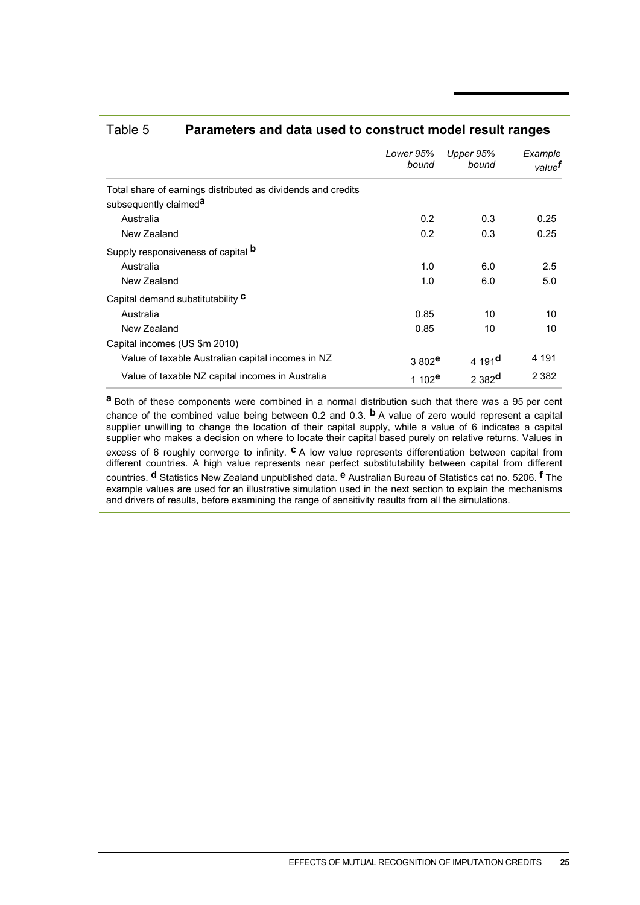## Table 5 Parameters and data used to construct model result ranges

| | *Lower 95% bound* | *Upper 95% bound* | *Example value*[f] |
|---|---|---|---|
| Total share of earnings distributed as dividends and credits subsequently claimed[a] | | | |
| Australia | 0.2 | 0.3 | 0.25 |
| New Zealand | 0.2 | 0.3 | 0.25 |
| Supply responsiveness of capital [b] | | | |
| Australia | 1.0 | 6.0 | 2.5 |
| New Zealand | 1.0 | 6.0 | 5.0 |
| Capital demand substitutability [c] | | | |
| Australia | 0.85 | 10 | 10 |
| New Zealand | 0.85 | 10 | 10 |
| Capital incomes (US $m 2010) | | | |
| Value of taxable Australian capital incomes in NZ | 3 802[e] | 4 191[d] | 4 191 |
| Value of taxable NZ capital incomes in Australia | 1 102[e] | 2 382[d] | 2 382 |

[a] Both of these components were combined in a normal distribution such that there was a 95 per cent chance of the combined value being between 0.2 and 0.3. [b] A value of zero would represent a capital supplier unwilling to change the location of their capital supply, while a value of 6 indicates a capital supplier who makes a decision on where to locate their capital based purely on relative returns. Values in excess of 6 roughly converge to infinity. [c] A low value represents differentiation between capital from different countries. A high value represents near perfect substitutability between capital from different countries. [d] Statistics New Zealand unpublished data. [e] Australian Bureau of Statistics cat no. 5206. [f] The example values are used for an illustrative simulation used in the next section to explain the mechanisms and drivers of results, before examining the range of sensitivity results from all the simulations.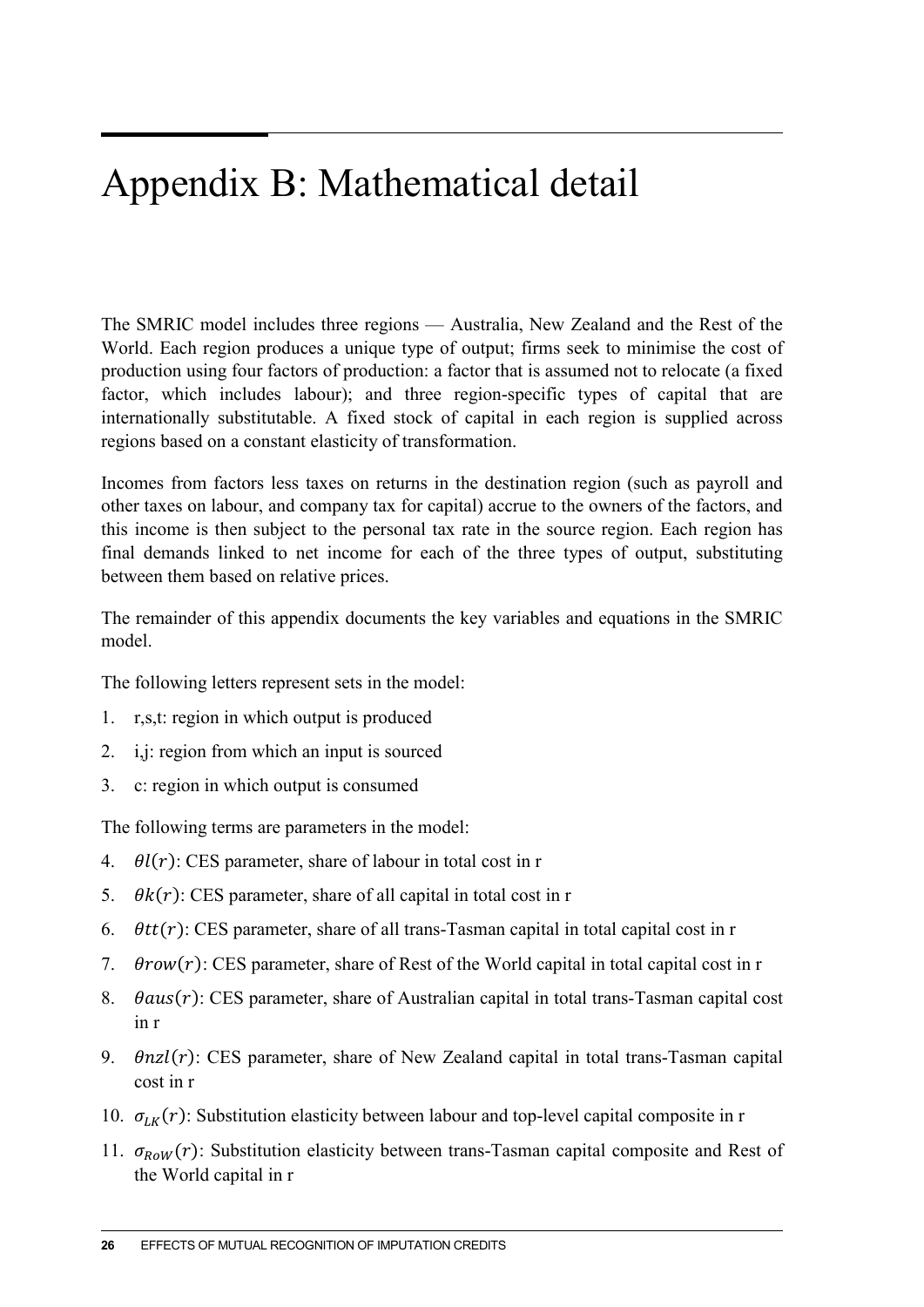# Appendix B: Mathematical detail

The SMRIC model includes three regions — Australia, New Zealand and the Rest of the World. Each region produces a unique type of output; firms seek to minimise the cost of production using four factors of production: a factor that is assumed not to relocate (a fixed factor, which includes labour); and three region-specific types of capital that are internationally substitutable. A fixed stock of capital in each region is supplied across regions based on a constant elasticity of transformation.

Incomes from factors less taxes on returns in the destination region (such as payroll and other taxes on labour, and company tax for capital) accrue to the owners of the factors, and this income is then subject to the personal tax rate in the source region. Each region has final demands linked to net income for each of the three types of output, substituting between them based on relative prices.

The remainder of this appendix documents the key variables and equations in the SMRIC model.

The following letters represent sets in the model:

1. r,s,t: region in which output is produced
2. i,j: region from which an input is sourced
3. c: region in which output is consumed

The following terms are parameters in the model:

4. $\theta l(r)$: CES parameter, share of labour in total cost in r
5. $\theta k(r)$: CES parameter, share of all capital in total cost in r
6. $\theta tt(r)$: CES parameter, share of all trans-Tasman capital in total capital cost in r
7. $\theta row(r)$: CES parameter, share of Rest of the World capital in total capital cost in r
8. $\theta aus(r)$: CES parameter, share of Australian capital in total trans-Tasman capital cost in r
9. $\theta nzl(r)$: CES parameter, share of New Zealand capital in total trans-Tasman capital cost in r
10. $\sigma_{LK}(r)$: Substitution elasticity between labour and top-level capital composite in r
11. $\sigma_{RoW}(r)$: Substitution elasticity between trans-Tasman capital composite and Rest of the World capital in r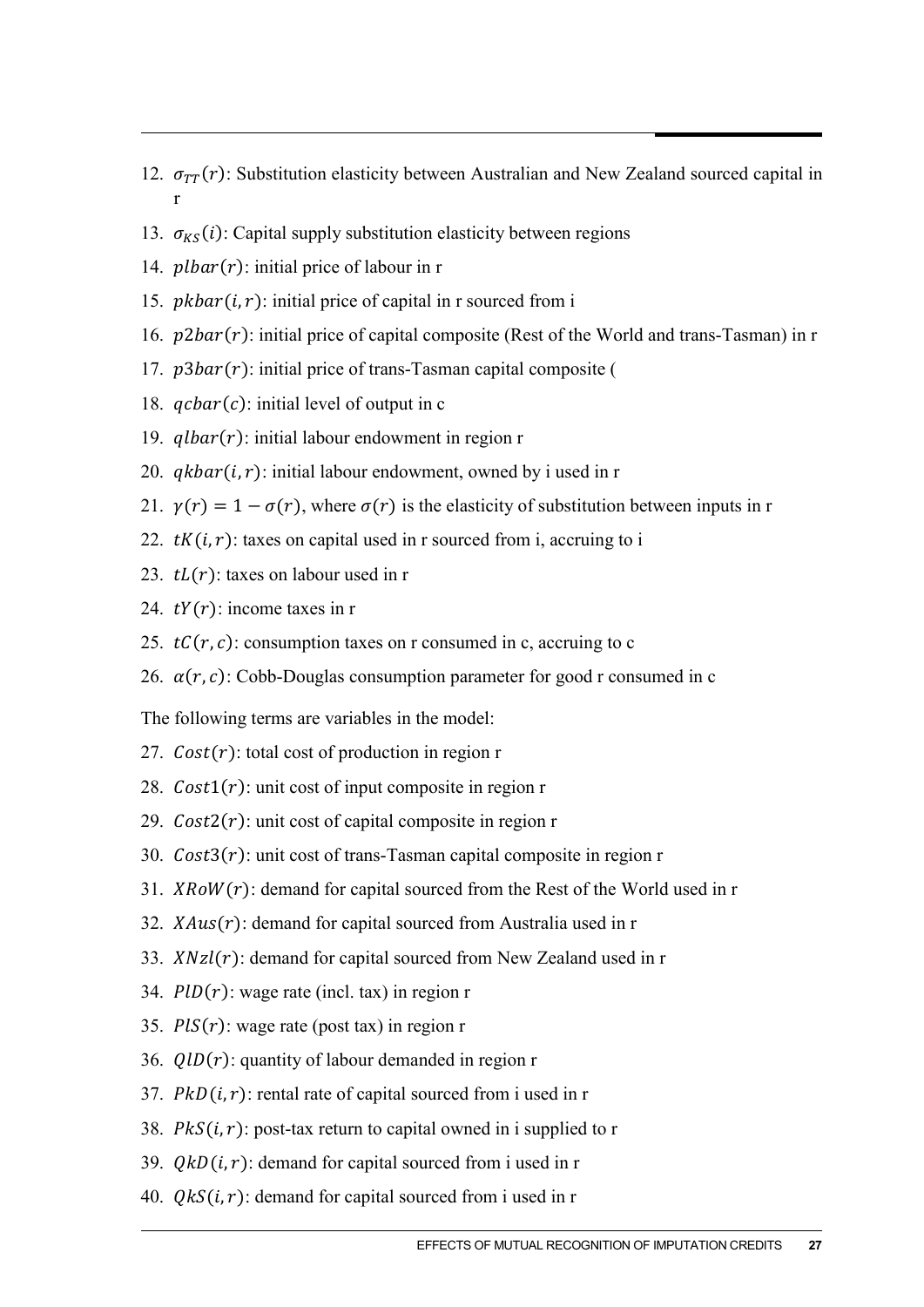12. $\sigma_{TT}(r)$: Substitution elasticity between Australian and New Zealand sourced capital in r
13. $\sigma_{KS}(i)$: Capital supply substitution elasticity between regions
14. $plbar(r)$: initial price of labour in r
15. $pkbar(i,r)$: initial price of capital in r sourced from i
16. $p2bar(r)$: initial price of capital composite (Rest of the World and trans-Tasman) in r
17. $p3bar(r)$: initial price of trans-Tasman capital composite (
18. $qcbar(c)$: initial level of output in c
19. $qlbar(r)$: initial labour endowment in region r
20. $qkbar(i,r)$: initial labour endowment, owned by i used in r
21. $\gamma(r) = 1 - \sigma(r)$, where $\sigma(r)$ is the elasticity of substitution between inputs in r
22. $tK(i,r)$: taxes on capital used in r sourced from i, accruing to i
23. $tL(r)$: taxes on labour used in r
24. $tY(r)$: income taxes in r
25. $tC(r,c)$: consumption taxes on r consumed in c, accruing to c
26. $\alpha(r,c)$: Cobb-Douglas consumption parameter for good r consumed in c

The following terms are variables in the model:

27. $Cost(r)$: total cost of production in region r
28. $Cost1(r)$: unit cost of input composite in region r
29. $Cost2(r)$: unit cost of capital composite in region r
30. $Cost3(r)$: unit cost of trans-Tasman capital composite in region r
31. $XRoW(r)$: demand for capital sourced from the Rest of the World used in r
32. $XAus(r)$: demand for capital sourced from Australia used in r
33. $XNzl(r)$: demand for capital sourced from New Zealand used in r
34. $PlD(r)$: wage rate (incl. tax) in region r
35. $PlS(r)$: wage rate (post tax) in region r
36. $QlD(r)$: quantity of labour demanded in region r
37. $PkD(i,r)$: rental rate of capital sourced from i used in r
38. $PkS(i,r)$: post-tax return to capital owned in i supplied to r
39. $QkD(i,r)$: demand for capital sourced from i used in r
40. $QkS(i,r)$: demand for capital sourced from i used in r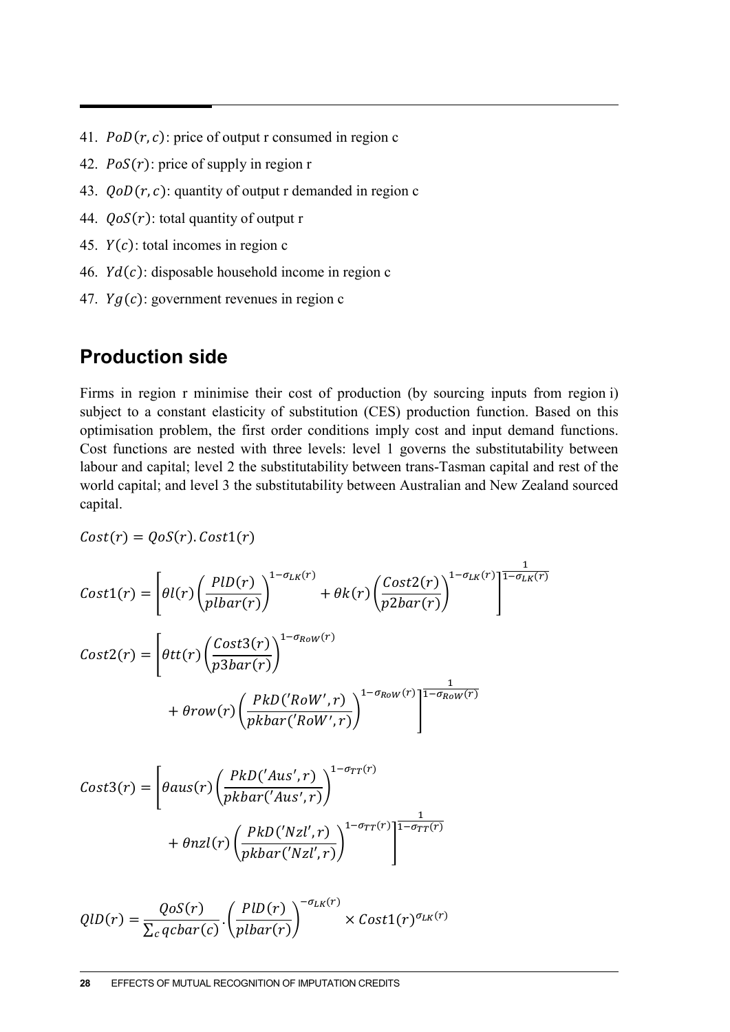41. $PoD(r, c)$: price of output r consumed in region c
42. $PoS(r)$: price of supply in region r
43. $QoD(r, c)$: quantity of output r demanded in region c
44. $QoS(r)$: total quantity of output r
45. $Y(c)$: total incomes in region c
46. $Yd(c)$: disposable household income in region c
47. $Yg(c)$: government revenues in region c

## Production side

Firms in region r minimise their cost of production (by sourcing inputs from region i) subject to a constant elasticity of substitution (CES) production function. Based on this optimisation problem, the first order conditions imply cost and input demand functions. Cost functions are nested with three levels: level 1 governs the substitutability between labour and capital; level 2 the substitutability between trans-Tasman capital and rest of the world capital; and level 3 the substitutability between Australian and New Zealand sourced capital.

$$Cost(r) = QoS(r).Cost1(r)$$

$$Cost1(r) = \left[\theta l(r)\left(\frac{PlD(r)}{plbar(r)}\right)^{1-\sigma_{LK}(r)} + \theta k(r)\left(\frac{Cost2(r)}{p2bar(r)}\right)^{1-\sigma_{LK}(r)}\right]^{\frac{1}{1-\sigma_{LK}(r)}}$$

$$Cost2(r) = \left[\theta tt(r)\left(\frac{Cost3(r)}{p3bar(r)}\right)^{1-\sigma_{RoW}(r)} + \theta row(r)\left(\frac{PkD('RoW', r)}{pkbar('RoW', r)}\right)^{1-\sigma_{RoW}(r)}\right]^{\frac{1}{1-\sigma_{RoW}(r)}}$$

$$Cost3(r) = \left[\theta aus(r)\left(\frac{PkD('Aus', r)}{pkbar('Aus', r)}\right)^{1-\sigma_{TT}(r)} + \theta nzl(r)\left(\frac{PkD('Nzl', r)}{pkbar('Nzl', r)}\right)^{1-\sigma_{TT}(r)}\right]^{\frac{1}{1-\sigma_{TT}(r)}}$$

$$QlD(r) = \frac{QoS(r)}{\sum_c qcbar(c)}.\left(\frac{PlD(r)}{plbar(r)}\right)^{-\sigma_{LK}(r)} \times Cost1(r)^{\sigma_{LK}(r)}$$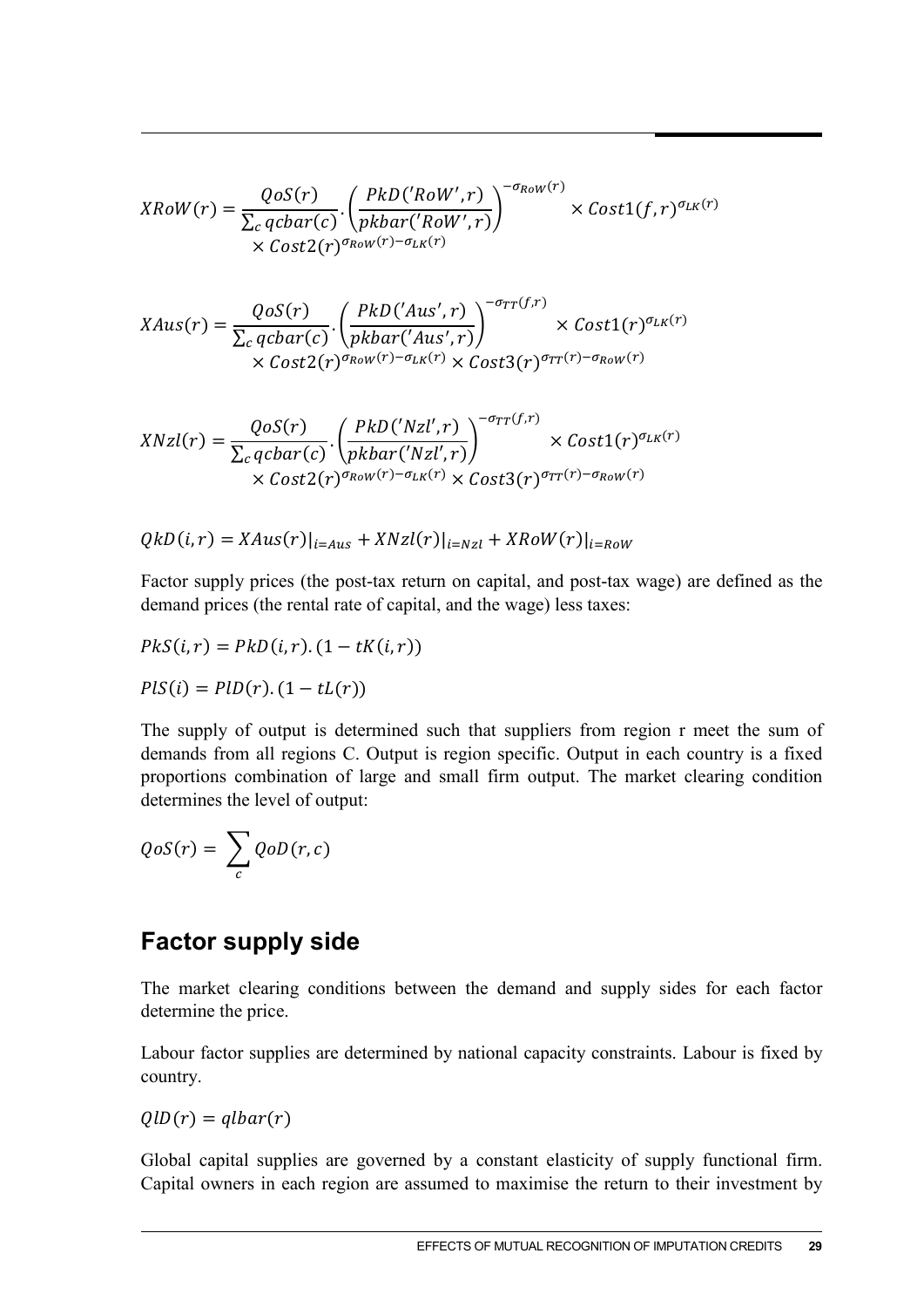$$XRoW(r) = \frac{QoS(r)}{\sum_c qcbar(c)} \cdot \left(\frac{PkD('RoW', r)}{pkbar('RoW', r)}\right)^{-\sigma_{RoW}(r)} \times Cost1(f,r)^{\sigma_{LK}(r)} \times Cost2(r)^{\sigma_{RoW}(r)-\sigma_{LK}(r)}$$

$$XAus(r) = \frac{QoS(r)}{\sum_c qcbar(c)} \cdot \left(\frac{PkD('Aus', r)}{pkbar('Aus', r)}\right)^{-\sigma_{TT}(f,r)} \times Cost1(r)^{\sigma_{LK}(r)} \times Cost2(r)^{\sigma_{RoW}(r)-\sigma_{LK}(r)} \times Cost3(r)^{\sigma_{TT}(r)-\sigma_{RoW}(r)}$$

$$XNzl(r) = \frac{QoS(r)}{\sum_c qcbar(c)} \cdot \left(\frac{PkD('Nzl', r)}{pkbar('Nzl', r)}\right)^{-\sigma_{TT}(f,r)} \times Cost1(r)^{\sigma_{LK}(r)} \times Cost2(r)^{\sigma_{RoW}(r)-\sigma_{LK}(r)} \times Cost3(r)^{\sigma_{TT}(r)-\sigma_{RoW}(r)}$$

$$QkD(i,r) = XAus(r)|_{i=Aus} + XNzl(r)|_{i=Nzl} + XRoW(r)|_{i=RoW}$$

Factor supply prices (the post-tax return on capital, and post-tax wage) are defined as the demand prices (the rental rate of capital, and the wage) less taxes:

$$PkS(i,r) = PkD(i,r).(1 - tK(i,r))$$

$$PlS(i) = PlD(r).(1 - tL(r))$$

The supply of output is determined such that suppliers from region r meet the sum of demands from all regions C. Output is region specific. Output in each country is a fixed proportions combination of large and small firm output. The market clearing condition determines the level of output:

$$QoS(r) = \sum_c QoD(r,c)$$

## Factor supply side

The market clearing conditions between the demand and supply sides for each factor determine the price.

Labour factor supplies are determined by national capacity constraints. Labour is fixed by country.

$$QlD(r) = qlbar(r)$$

Global capital supplies are governed by a constant elasticity of supply functional firm. Capital owners in each region are assumed to maximise the return to their investment by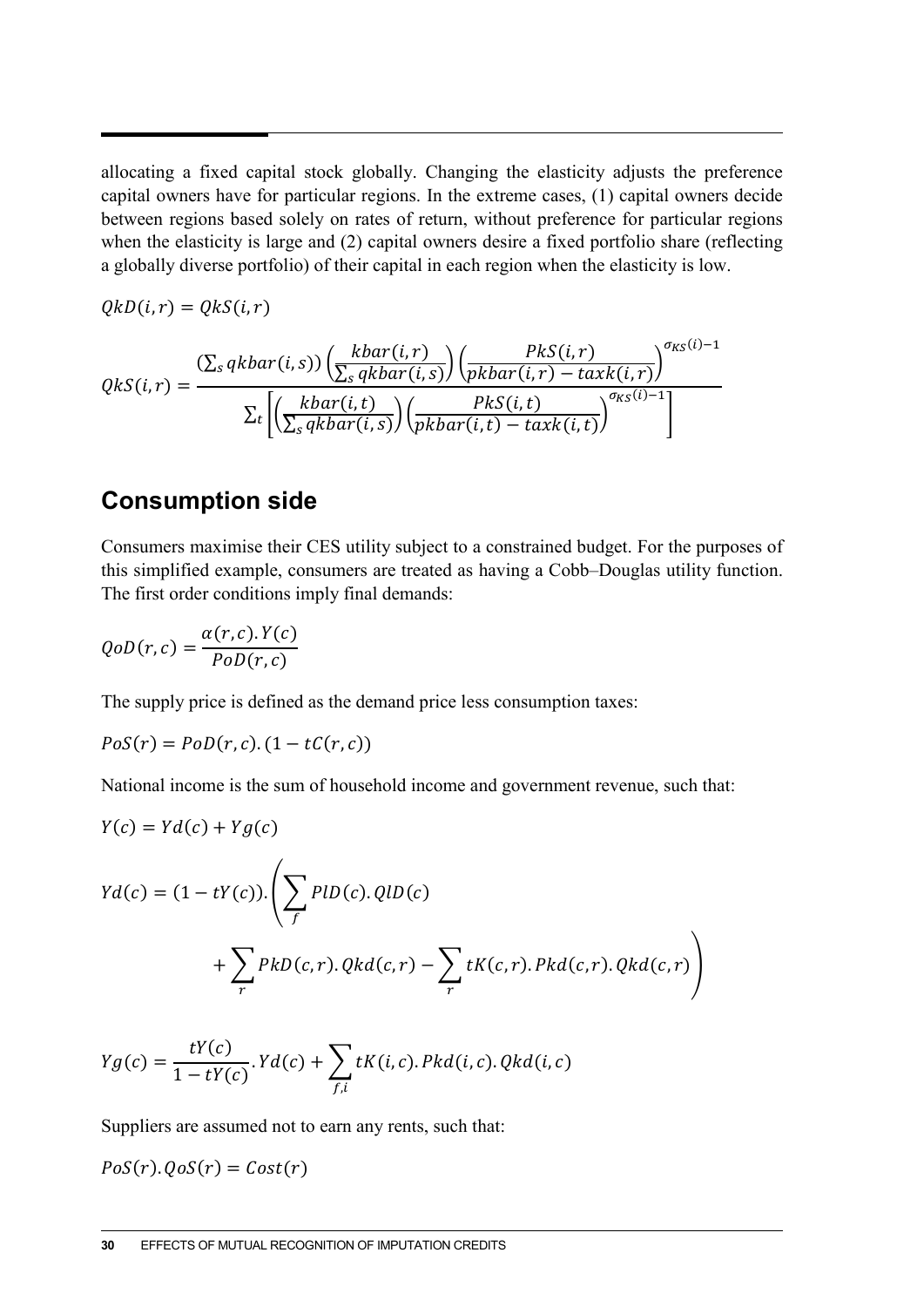allocating a fixed capital stock globally. Changing the elasticity adjusts the preference capital owners have for particular regions. In the extreme cases, (1) capital owners decide between regions based solely on rates of return, without preference for particular regions when the elasticity is large and (2) capital owners desire a fixed portfolio share (reflecting a globally diverse portfolio) of their capital in each region when the elasticity is low.

$$QkD(i,r) = QkS(i,r)$$

$$QkS(i,r) = \frac{\left(\sum_s qkbar(i,s)\right)\left(\frac{kbar(i,r)}{\sum_s qkbar(i,s)}\right)\left(\frac{PkS(i,r)}{pkbar(i,r) - taxk(i,r)}\right)^{\sigma_{KS}(i)-1}}{\sum_t \left[\left(\frac{kbar(i,t)}{\sum_s qkbar(i,s)}\right)\left(\frac{PkS(i,t)}{pkbar(i,t) - taxk(i,t)}\right)^{\sigma_{KS}(i)-1}\right]}$$

## Consumption side

Consumers maximise their CES utility subject to a constrained budget. For the purposes of this simplified example, consumers are treated as having a Cobb–Douglas utility function. The first order conditions imply final demands:

$$QoD(r,c) = \frac{\alpha(r,c).Y(c)}{PoD(r,c)}$$

The supply price is defined as the demand price less consumption taxes:

$$PoS(r) = PoD(r,c).(1 - tC(r,c))$$

National income is the sum of household income and government revenue, such that:

$$Y(c) = Yd(c) + Yg(c)$$

$$Yd(c) = (1 - tY(c)).\left(\sum_f PlD(c).QlD(c) + \sum_r PkD(c,r).Qkd(c,r) - \sum_r tK(c,r).Pkd(c,r).Qkd(c,r)\right)$$

$$Yg(c) = \frac{tY(c)}{1 - tY(c)}.Yd(c) + \sum_{f,i} tK(i,c).Pkd(i,c).Qkd(i,c)$$

Suppliers are assumed not to earn any rents, such that:

$$PoS(r).QoS(r) = Cost(r)$$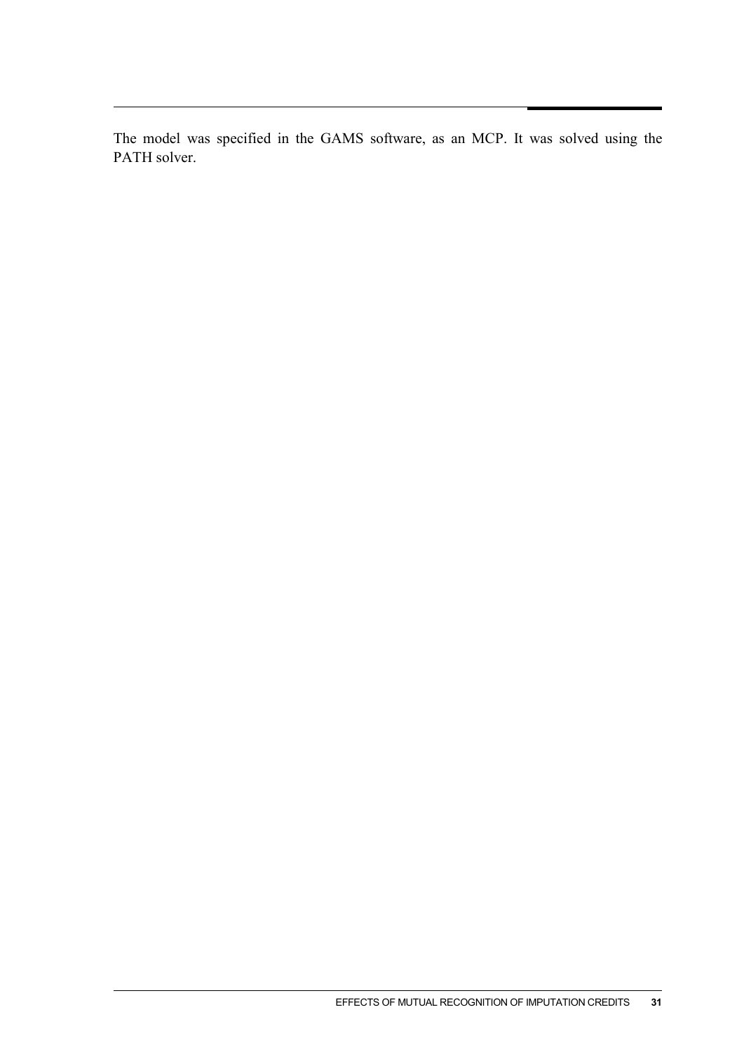The model was specified in the GAMS software, as an MCP. It was solved using the PATH solver.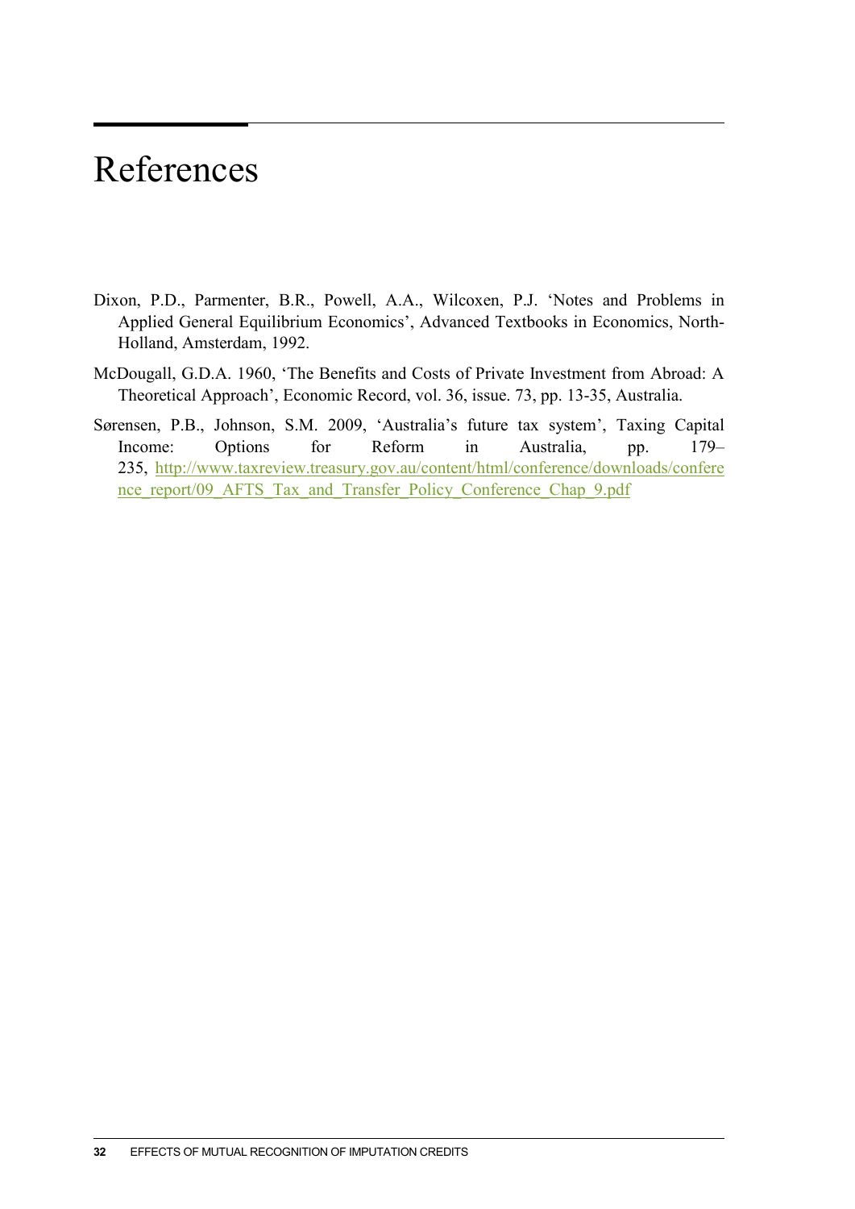# References

Dixon, P.D., Parmenter, B.R., Powell, A.A., Wilcoxen, P.J. 'Notes and Problems in Applied General Equilibrium Economics', Advanced Textbooks in Economics, North-Holland, Amsterdam, 1992.

McDougall, G.D.A. 1960, 'The Benefits and Costs of Private Investment from Abroad: A Theoretical Approach', Economic Record, vol. 36, issue. 73, pp. 13-35, Australia.

Sørensen, P.B., Johnson, S.M. 2009, 'Australia's future tax system', Taxing Capital Income: Options for Reform in Australia, pp. 179–235, http://www.taxreview.treasury.gov.au/content/html/conference/downloads/conference_report/09_AFTS_Tax_and_Transfer_Policy_Conference_Chap_9.pdf